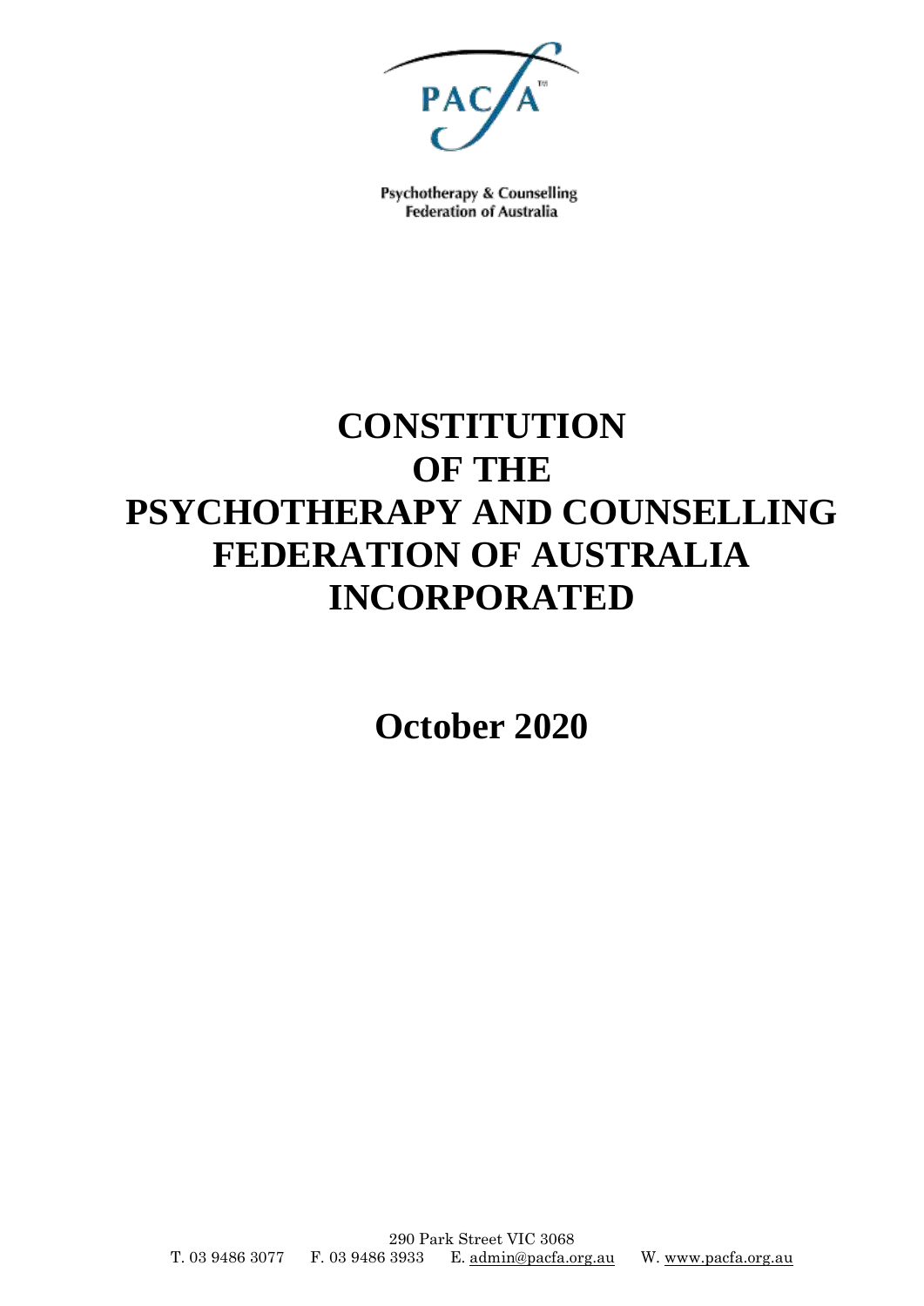PACFA™

Psychotherapy & Counselling Federation of Australia

# CONSTITUTION OF THE PSYCHOTHERAPY AND COUNSELLING FEDERATION OF AUSTRALIA INCORPORATED

## October 2020

290 Park Street VIC 3068
T. 03 9486 3077 F. 03 9486 3933 E. admin@pacfa.org.au W. www.pacfa.org.au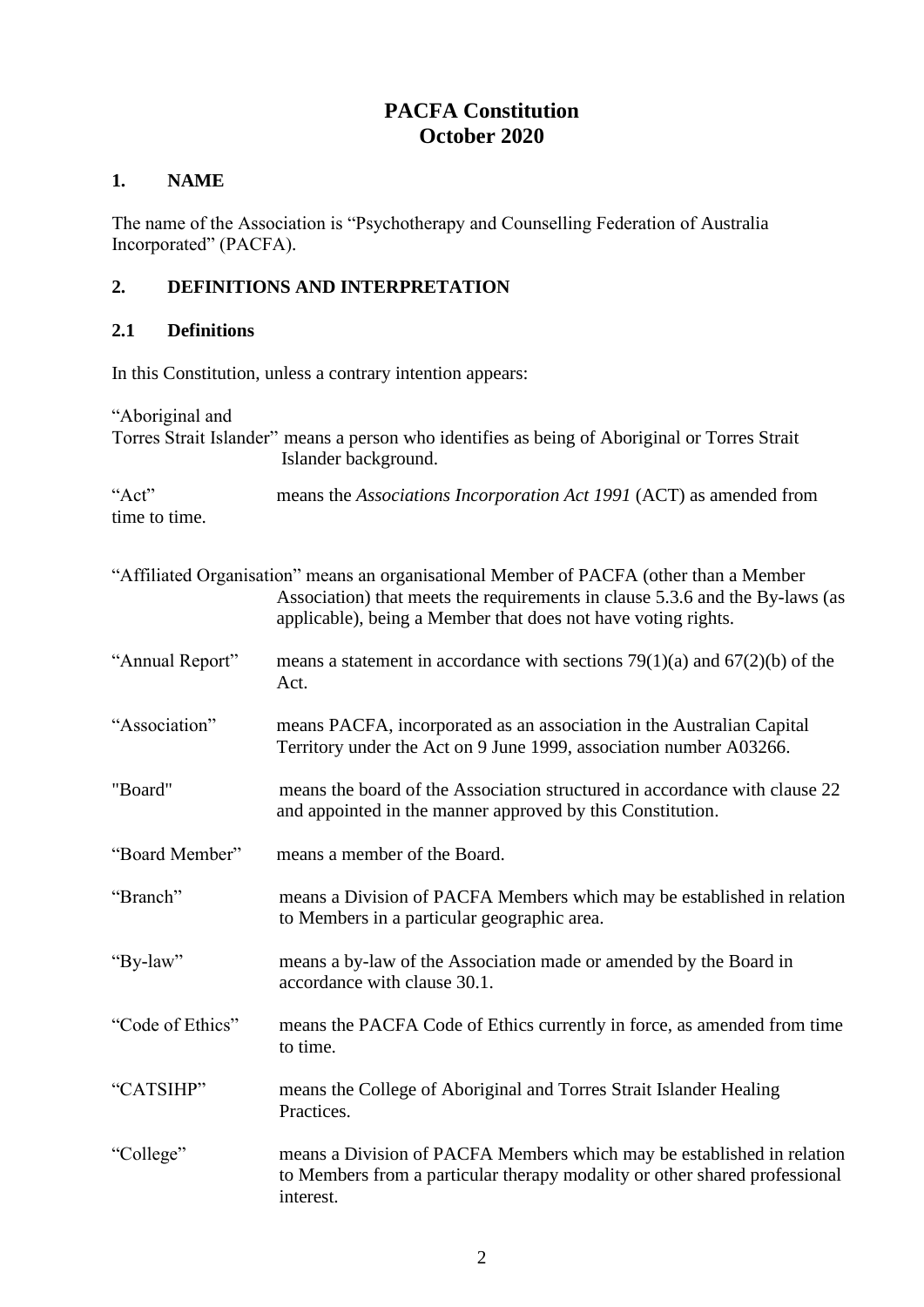# PACFA Constitution
# October 2020

## 1. NAME

The name of the Association is "Psychotherapy and Counselling Federation of Australia Incorporated" (PACFA).

## 2. DEFINITIONS AND INTERPRETATION

### 2.1 Definitions

In this Constitution, unless a contrary intention appears:

"Aboriginal and Torres Strait Islander" means a person who identifies as being of Aboriginal or Torres Strait Islander background.

"Act" means the *Associations Incorporation Act 1991* (ACT) as amended from time to time.

"Affiliated Organisation" means an organisational Member of PACFA (other than a Member Association) that meets the requirements in clause 5.3.6 and the By-laws (as applicable), being a Member that does not have voting rights.

"Annual Report" means a statement in accordance with sections 79(1)(a) and 67(2)(b) of the Act.

"Association" means PACFA, incorporated as an association in the Australian Capital Territory under the Act on 9 June 1999, association number A03266.

"Board" means the board of the Association structured in accordance with clause 22 and appointed in the manner approved by this Constitution.

"Board Member" means a member of the Board.

"Branch" means a Division of PACFA Members which may be established in relation to Members in a particular geographic area.

"By-law" means a by-law of the Association made or amended by the Board in accordance with clause 30.1.

"Code of Ethics" means the PACFA Code of Ethics currently in force, as amended from time to time.

"CATSIHP" means the College of Aboriginal and Torres Strait Islander Healing Practices.

"College" means a Division of PACFA Members which may be established in relation to Members from a particular therapy modality or other shared professional interest.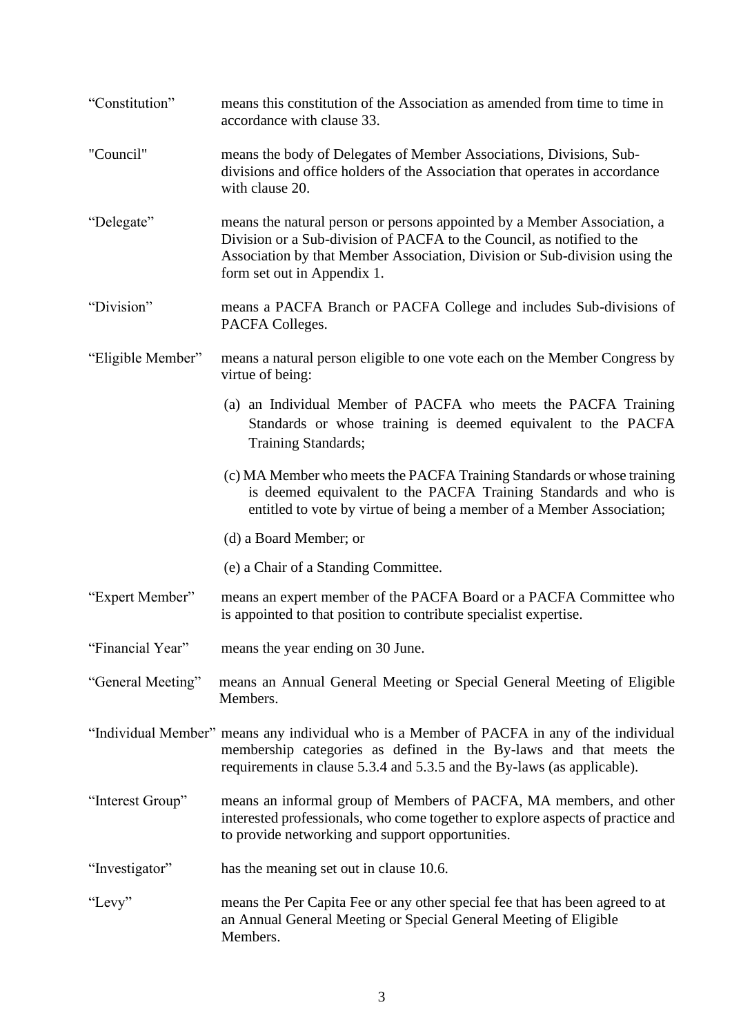"Constitution" means this constitution of the Association as amended from time to time in accordance with clause 33.

"Council" means the body of Delegates of Member Associations, Divisions, Sub-divisions and office holders of the Association that operates in accordance with clause 20.

"Delegate" means the natural person or persons appointed by a Member Association, a Division or a Sub-division of PACFA to the Council, as notified to the Association by that Member Association, Division or Sub-division using the form set out in Appendix 1.

"Division" means a PACFA Branch or PACFA College and includes Sub-divisions of PACFA Colleges.

"Eligible Member" means a natural person eligible to one vote each on the Member Congress by virtue of being:

(a) an Individual Member of PACFA who meets the PACFA Training Standards or whose training is deemed equivalent to the PACFA Training Standards;

(c) MA Member who meets the PACFA Training Standards or whose training is deemed equivalent to the PACFA Training Standards and who is entitled to vote by virtue of being a member of a Member Association;

(d) a Board Member; or

(e) a Chair of a Standing Committee.

"Expert Member" means an expert member of the PACFA Board or a PACFA Committee who is appointed to that position to contribute specialist expertise.

"Financial Year" means the year ending on 30 June.

"General Meeting" means an Annual General Meeting or Special General Meeting of Eligible Members.

"Individual Member" means any individual who is a Member of PACFA in any of the individual membership categories as defined in the By-laws and that meets the requirements in clause 5.3.4 and 5.3.5 and the By-laws (as applicable).

"Interest Group" means an informal group of Members of PACFA, MA members, and other interested professionals, who come together to explore aspects of practice and to provide networking and support opportunities.

"Investigator" has the meaning set out in clause 10.6.

"Levy" means the Per Capita Fee or any other special fee that has been agreed to at an Annual General Meeting or Special General Meeting of Eligible Members.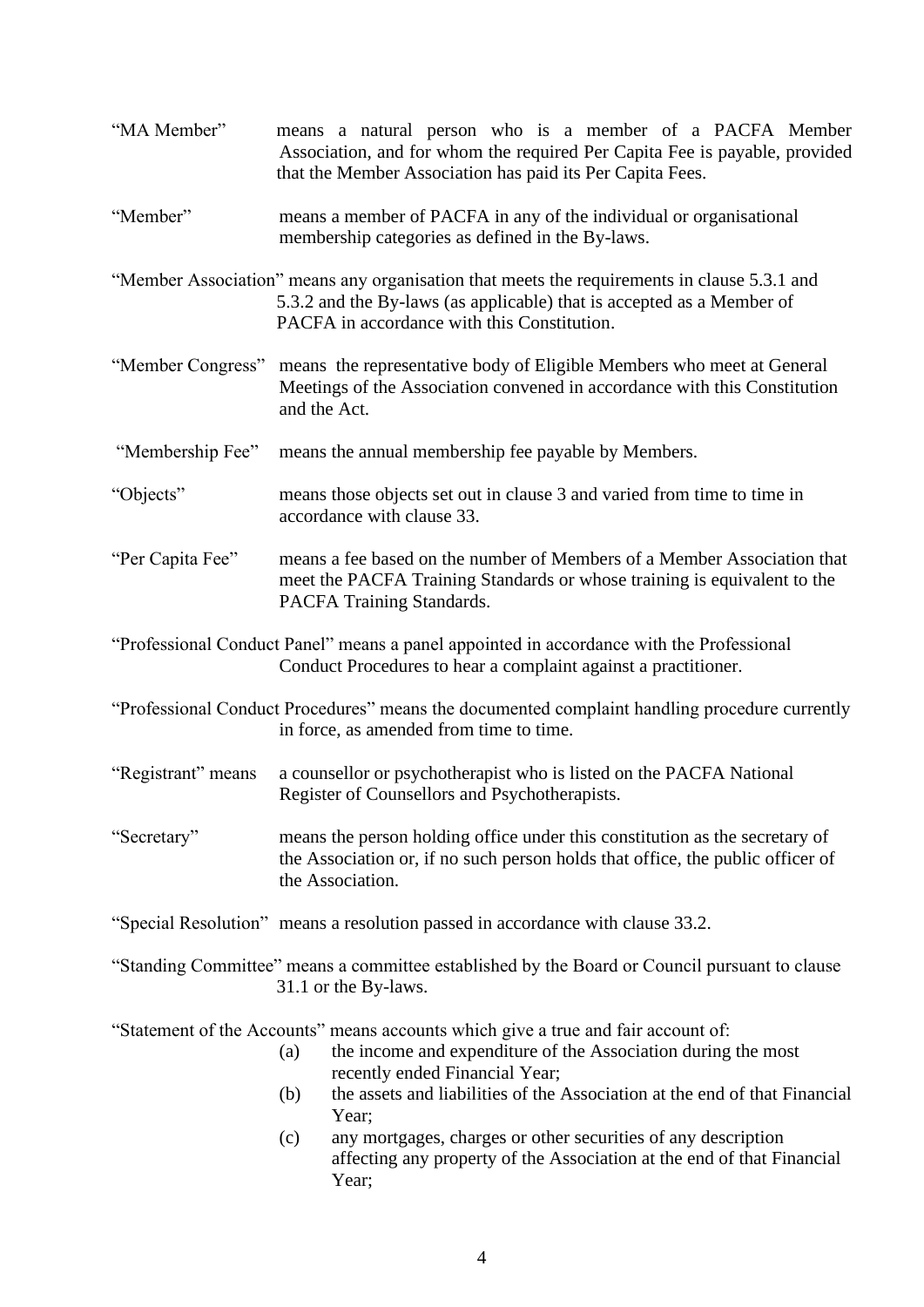"MA Member" means a natural person who is a member of a PACFA Member Association, and for whom the required Per Capita Fee is payable, provided that the Member Association has paid its Per Capita Fees.

"Member" means a member of PACFA in any of the individual or organisational membership categories as defined in the By-laws.

"Member Association" means any organisation that meets the requirements in clause 5.3.1 and 5.3.2 and the By-laws (as applicable) that is accepted as a Member of PACFA in accordance with this Constitution.

"Member Congress" means the representative body of Eligible Members who meet at General Meetings of the Association convened in accordance with this Constitution and the Act.

"Membership Fee" means the annual membership fee payable by Members.

"Objects" means those objects set out in clause 3 and varied from time to time in accordance with clause 33.

"Per Capita Fee" means a fee based on the number of Members of a Member Association that meet the PACFA Training Standards or whose training is equivalent to the PACFA Training Standards.

"Professional Conduct Panel" means a panel appointed in accordance with the Professional Conduct Procedures to hear a complaint against a practitioner.

"Professional Conduct Procedures" means the documented complaint handling procedure currently in force, as amended from time to time.

"Registrant" means a counsellor or psychotherapist who is listed on the PACFA National Register of Counsellors and Psychotherapists.

"Secretary" means the person holding office under this constitution as the secretary of the Association or, if no such person holds that office, the public officer of the Association.

"Special Resolution" means a resolution passed in accordance with clause 33.2.

"Standing Committee" means a committee established by the Board or Council pursuant to clause 31.1 or the By-laws.

"Statement of the Accounts" means accounts which give a true and fair account of:

(a) the income and expenditure of the Association during the most recently ended Financial Year;

(b) the assets and liabilities of the Association at the end of that Financial Year;

(c) any mortgages, charges or other securities of any description affecting any property of the Association at the end of that Financial Year;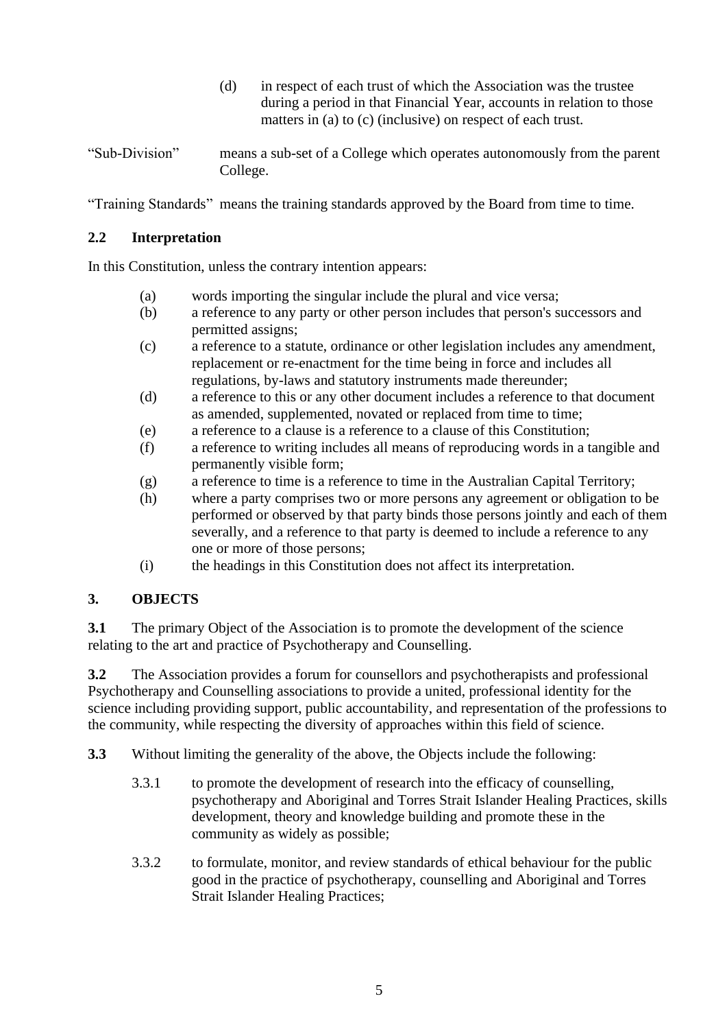(d) in respect of each trust of which the Association was the trustee during a period in that Financial Year, accounts in relation to those matters in (a) to (c) (inclusive) on respect of each trust.

"Sub-Division" means a sub-set of a College which operates autonomously from the parent College.

"Training Standards" means the training standards approved by the Board from time to time.

### 2.2 Interpretation

In this Constitution, unless the contrary intention appears:

(a) words importing the singular include the plural and vice versa;
(b) a reference to any party or other person includes that person's successors and permitted assigns;
(c) a reference to a statute, ordinance or other legislation includes any amendment, replacement or re-enactment for the time being in force and includes all regulations, by-laws and statutory instruments made thereunder;
(d) a reference to this or any other document includes a reference to that document as amended, supplemented, novated or replaced from time to time;
(e) a reference to a clause is a reference to a clause of this Constitution;
(f) a reference to writing includes all means of reproducing words in a tangible and permanently visible form;
(g) a reference to time is a reference to time in the Australian Capital Territory;
(h) where a party comprises two or more persons any agreement or obligation to be performed or observed by that party binds those persons jointly and each of them severally, and a reference to that party is deemed to include a reference to any one or more of those persons;
(i) the headings in this Constitution does not affect its interpretation.

## 3. OBJECTS

**3.1** The primary Object of the Association is to promote the development of the science relating to the art and practice of Psychotherapy and Counselling.

**3.2** The Association provides a forum for counsellors and psychotherapists and professional Psychotherapy and Counselling associations to provide a united, professional identity for the science including providing support, public accountability, and representation of the professions to the community, while respecting the diversity of approaches within this field of science.

**3.3** Without limiting the generality of the above, the Objects include the following:

3.3.1 to promote the development of research into the efficacy of counselling, psychotherapy and Aboriginal and Torres Strait Islander Healing Practices, skills development, theory and knowledge building and promote these in the community as widely as possible;

3.3.2 to formulate, monitor, and review standards of ethical behaviour for the public good in the practice of psychotherapy, counselling and Aboriginal and Torres Strait Islander Healing Practices;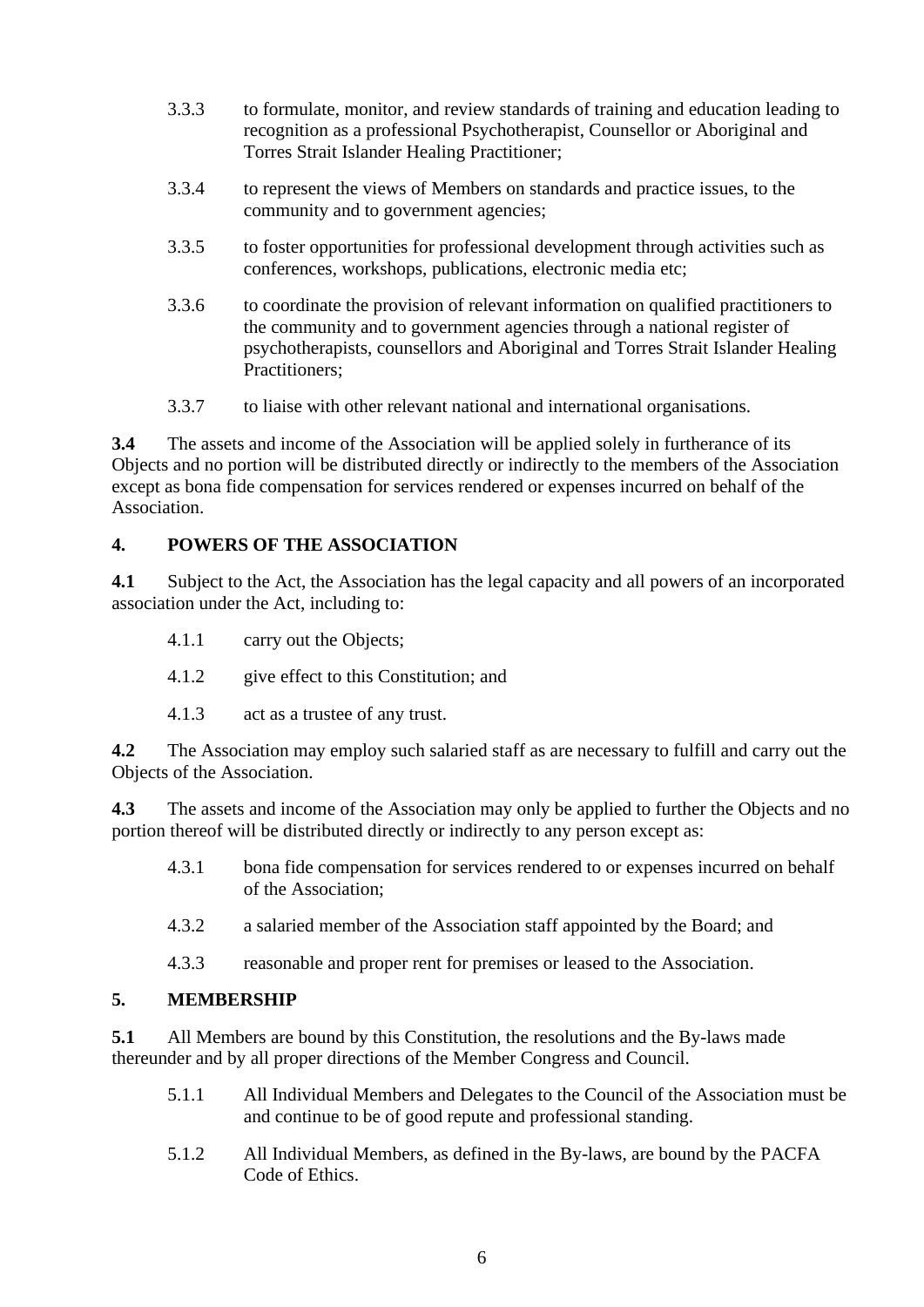3.3.3 to formulate, monitor, and review standards of training and education leading to recognition as a professional Psychotherapist, Counsellor or Aboriginal and Torres Strait Islander Healing Practitioner;

3.3.4 to represent the views of Members on standards and practice issues, to the community and to government agencies;

3.3.5 to foster opportunities for professional development through activities such as conferences, workshops, publications, electronic media etc;

3.3.6 to coordinate the provision of relevant information on qualified practitioners to the community and to government agencies through a national register of psychotherapists, counsellors and Aboriginal and Torres Strait Islander Healing Practitioners;

3.3.7 to liaise with other relevant national and international organisations.

**3.4** The assets and income of the Association will be applied solely in furtherance of its Objects and no portion will be distributed directly or indirectly to the members of the Association except as bona fide compensation for services rendered or expenses incurred on behalf of the Association.

## 4. POWERS OF THE ASSOCIATION

**4.1** Subject to the Act, the Association has the legal capacity and all powers of an incorporated association under the Act, including to:

4.1.1 carry out the Objects;

4.1.2 give effect to this Constitution; and

4.1.3 act as a trustee of any trust.

**4.2** The Association may employ such salaried staff as are necessary to fulfill and carry out the Objects of the Association.

**4.3** The assets and income of the Association may only be applied to further the Objects and no portion thereof will be distributed directly or indirectly to any person except as:

4.3.1 bona fide compensation for services rendered to or expenses incurred on behalf of the Association;

4.3.2 a salaried member of the Association staff appointed by the Board; and

4.3.3 reasonable and proper rent for premises or leased to the Association.

## 5. MEMBERSHIP

**5.1** All Members are bound by this Constitution, the resolutions and the By-laws made thereunder and by all proper directions of the Member Congress and Council.

5.1.1 All Individual Members and Delegates to the Council of the Association must be and continue to be of good repute and professional standing.

5.1.2 All Individual Members, as defined in the By-laws, are bound by the PACFA Code of Ethics.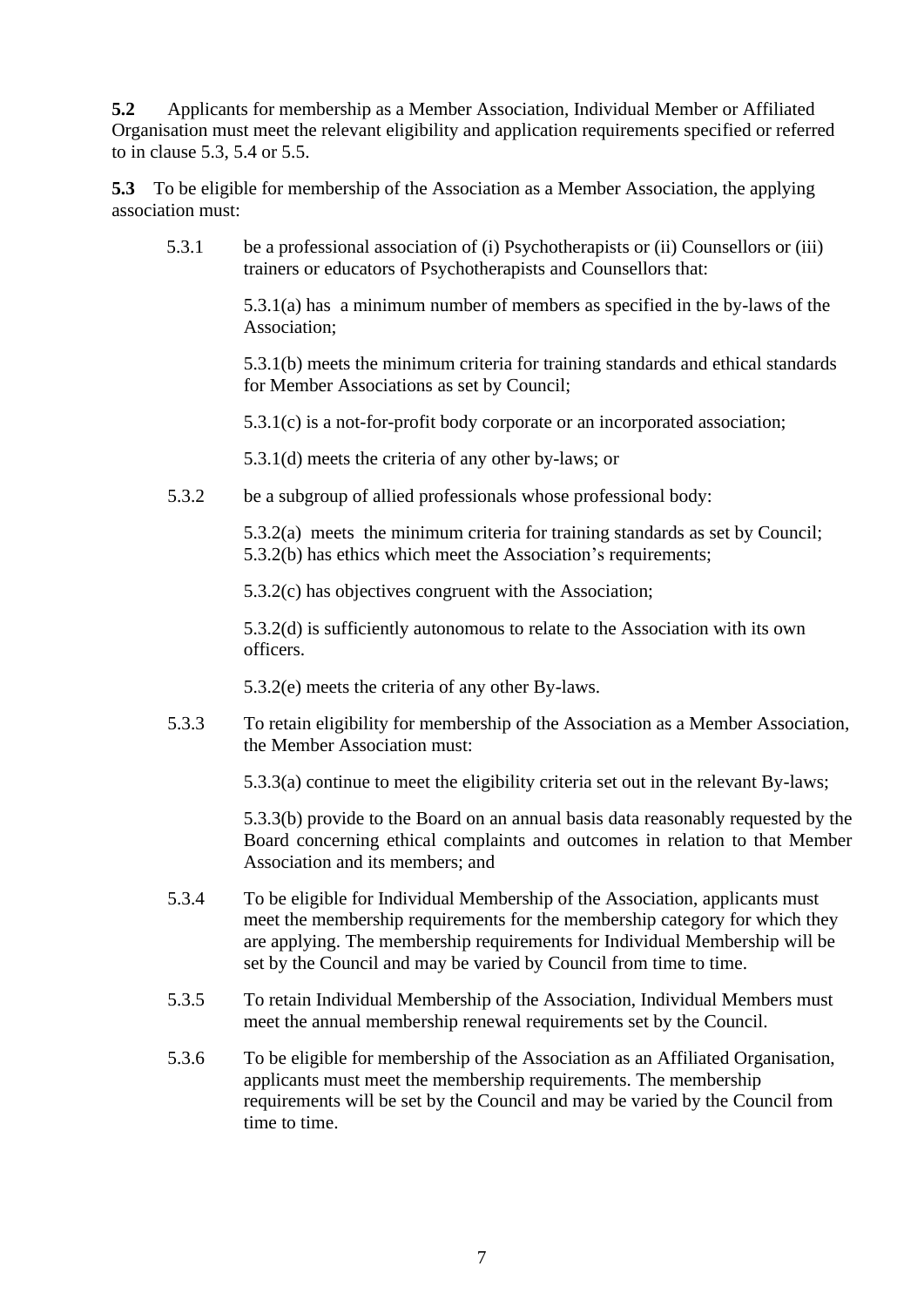**5.2** Applicants for membership as a Member Association, Individual Member or Affiliated Organisation must meet the relevant eligibility and application requirements specified or referred to in clause 5.3, 5.4 or 5.5.

**5.3** To be eligible for membership of the Association as a Member Association, the applying association must:

5.3.1 be a professional association of (i) Psychotherapists or (ii) Counsellors or (iii) trainers or educators of Psychotherapists and Counsellors that:

5.3.1(a) has a minimum number of members as specified in the by-laws of the Association;

5.3.1(b) meets the minimum criteria for training standards and ethical standards for Member Associations as set by Council;

5.3.1(c) is a not-for-profit body corporate or an incorporated association;

5.3.1(d) meets the criteria of any other by-laws; or

5.3.2 be a subgroup of allied professionals whose professional body:

5.3.2(a) meets the minimum criteria for training standards as set by Council;
5.3.2(b) has ethics which meet the Association's requirements;

5.3.2(c) has objectives congruent with the Association;

5.3.2(d) is sufficiently autonomous to relate to the Association with its own officers.

5.3.2(e) meets the criteria of any other By-laws.

5.3.3 To retain eligibility for membership of the Association as a Member Association, the Member Association must:

5.3.3(a) continue to meet the eligibility criteria set out in the relevant By-laws;

5.3.3(b) provide to the Board on an annual basis data reasonably requested by the Board concerning ethical complaints and outcomes in relation to that Member Association and its members; and

5.3.4 To be eligible for Individual Membership of the Association, applicants must meet the membership requirements for the membership category for which they are applying. The membership requirements for Individual Membership will be set by the Council and may be varied by Council from time to time.

5.3.5 To retain Individual Membership of the Association, Individual Members must meet the annual membership renewal requirements set by the Council.

5.3.6 To be eligible for membership of the Association as an Affiliated Organisation, applicants must meet the membership requirements. The membership requirements will be set by the Council and may be varied by the Council from time to time.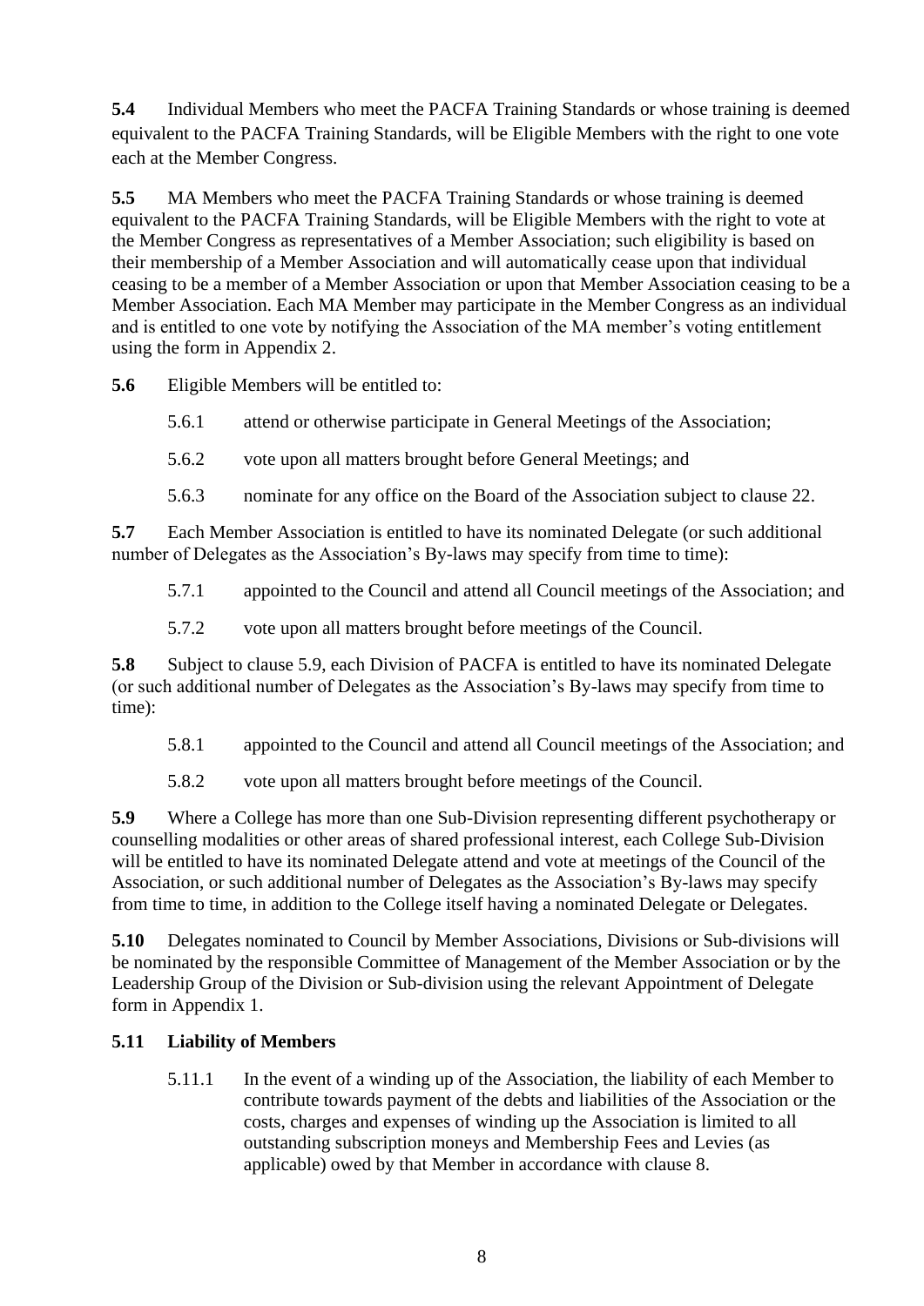**5.4** Individual Members who meet the PACFA Training Standards or whose training is deemed equivalent to the PACFA Training Standards, will be Eligible Members with the right to one vote each at the Member Congress.

**5.5** MA Members who meet the PACFA Training Standards or whose training is deemed equivalent to the PACFA Training Standards, will be Eligible Members with the right to vote at the Member Congress as representatives of a Member Association; such eligibility is based on their membership of a Member Association and will automatically cease upon that individual ceasing to be a member of a Member Association or upon that Member Association ceasing to be a Member Association. Each MA Member may participate in the Member Congress as an individual and is entitled to one vote by notifying the Association of the MA member's voting entitlement using the form in Appendix 2.

**5.6** Eligible Members will be entitled to:

5.6.1 attend or otherwise participate in General Meetings of the Association;

5.6.2 vote upon all matters brought before General Meetings; and

5.6.3 nominate for any office on the Board of the Association subject to clause 22.

**5.7** Each Member Association is entitled to have its nominated Delegate (or such additional number of Delegates as the Association's By-laws may specify from time to time):

5.7.1 appointed to the Council and attend all Council meetings of the Association; and

5.7.2 vote upon all matters brought before meetings of the Council.

**5.8** Subject to clause 5.9, each Division of PACFA is entitled to have its nominated Delegate (or such additional number of Delegates as the Association's By-laws may specify from time to time):

5.8.1 appointed to the Council and attend all Council meetings of the Association; and

5.8.2 vote upon all matters brought before meetings of the Council.

**5.9** Where a College has more than one Sub-Division representing different psychotherapy or counselling modalities or other areas of shared professional interest, each College Sub-Division will be entitled to have its nominated Delegate attend and vote at meetings of the Council of the Association, or such additional number of Delegates as the Association's By-laws may specify from time to time, in addition to the College itself having a nominated Delegate or Delegates.

**5.10** Delegates nominated to Council by Member Associations, Divisions or Sub-divisions will be nominated by the responsible Committee of Management of the Member Association or by the Leadership Group of the Division or Sub-division using the relevant Appointment of Delegate form in Appendix 1.

**5.11 Liability of Members**

5.11.1 In the event of a winding up of the Association, the liability of each Member to contribute towards payment of the debts and liabilities of the Association or the costs, charges and expenses of winding up the Association is limited to all outstanding subscription moneys and Membership Fees and Levies (as applicable) owed by that Member in accordance with clause 8.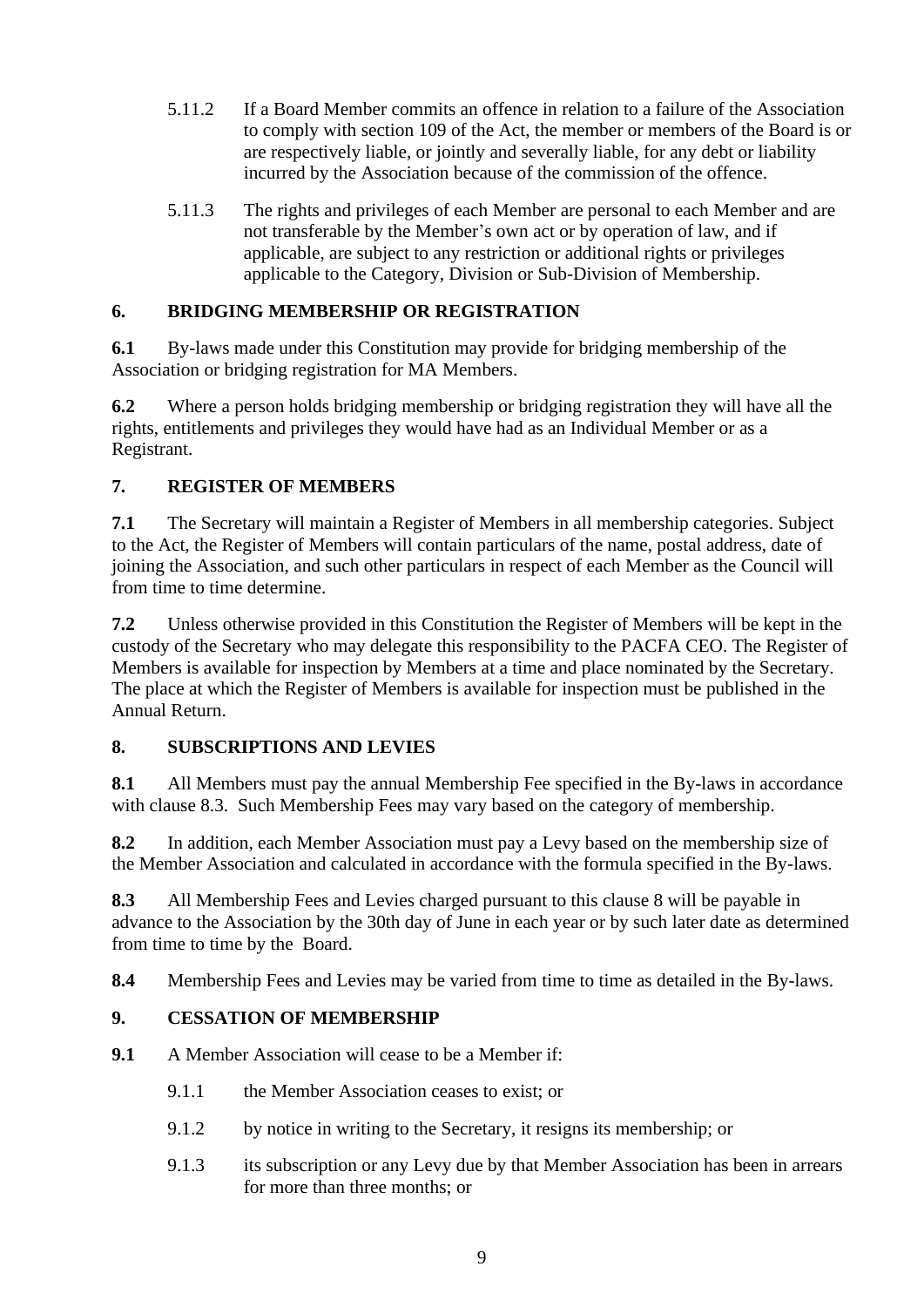5.11.2 If a Board Member commits an offence in relation to a failure of the Association to comply with section 109 of the Act, the member or members of the Board is or are respectively liable, or jointly and severally liable, for any debt or liability incurred by the Association because of the commission of the offence.

5.11.3 The rights and privileges of each Member are personal to each Member and are not transferable by the Member's own act or by operation of law, and if applicable, are subject to any restriction or additional rights or privileges applicable to the Category, Division or Sub-Division of Membership.

## 6. BRIDGING MEMBERSHIP OR REGISTRATION

**6.1** By-laws made under this Constitution may provide for bridging membership of the Association or bridging registration for MA Members.

**6.2** Where a person holds bridging membership or bridging registration they will have all the rights, entitlements and privileges they would have had as an Individual Member or as a Registrant.

## 7. REGISTER OF MEMBERS

**7.1** The Secretary will maintain a Register of Members in all membership categories. Subject to the Act, the Register of Members will contain particulars of the name, postal address, date of joining the Association, and such other particulars in respect of each Member as the Council will from time to time determine.

**7.2** Unless otherwise provided in this Constitution the Register of Members will be kept in the custody of the Secretary who may delegate this responsibility to the PACFA CEO. The Register of Members is available for inspection by Members at a time and place nominated by the Secretary. The place at which the Register of Members is available for inspection must be published in the Annual Return.

## 8. SUBSCRIPTIONS AND LEVIES

**8.1** All Members must pay the annual Membership Fee specified in the By-laws in accordance with clause 8.3. Such Membership Fees may vary based on the category of membership.

**8.2** In addition, each Member Association must pay a Levy based on the membership size of the Member Association and calculated in accordance with the formula specified in the By-laws.

**8.3** All Membership Fees and Levies charged pursuant to this clause 8 will be payable in advance to the Association by the 30th day of June in each year or by such later date as determined from time to time by the Board.

**8.4** Membership Fees and Levies may be varied from time to time as detailed in the By-laws.

## 9. CESSATION OF MEMBERSHIP

**9.1** A Member Association will cease to be a Member if:

9.1.1 the Member Association ceases to exist; or

9.1.2 by notice in writing to the Secretary, it resigns its membership; or

9.1.3 its subscription or any Levy due by that Member Association has been in arrears for more than three months; or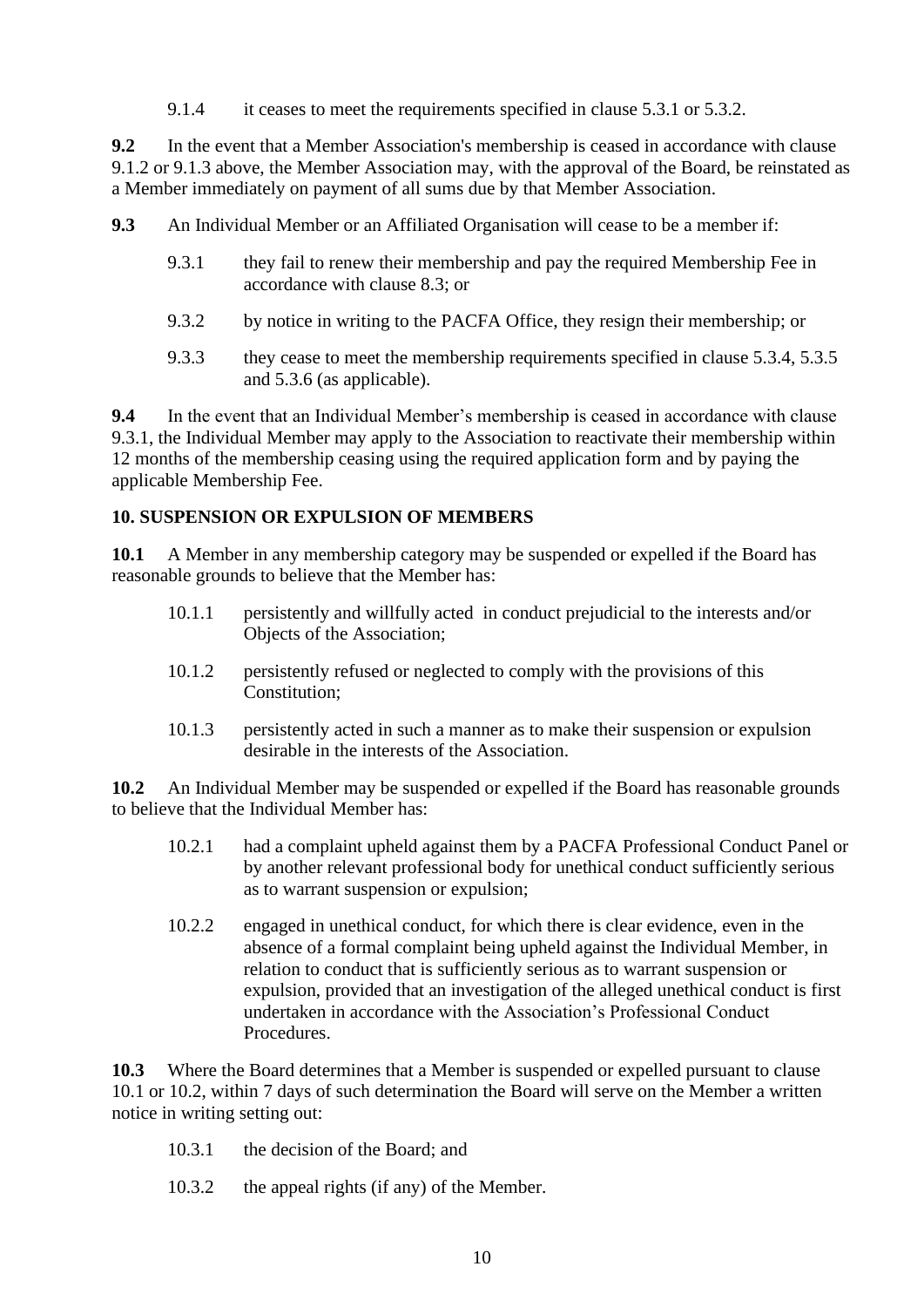9.1.4 it ceases to meet the requirements specified in clause 5.3.1 or 5.3.2.

**9.2** In the event that a Member Association's membership is ceased in accordance with clause 9.1.2 or 9.1.3 above, the Member Association may, with the approval of the Board, be reinstated as a Member immediately on payment of all sums due by that Member Association.

**9.3** An Individual Member or an Affiliated Organisation will cease to be a member if:

9.3.1 they fail to renew their membership and pay the required Membership Fee in accordance with clause 8.3; or

9.3.2 by notice in writing to the PACFA Office, they resign their membership; or

9.3.3 they cease to meet the membership requirements specified in clause 5.3.4, 5.3.5 and 5.3.6 (as applicable).

**9.4** In the event that an Individual Member's membership is ceased in accordance with clause 9.3.1, the Individual Member may apply to the Association to reactivate their membership within 12 months of the membership ceasing using the required application form and by paying the applicable Membership Fee.

**10. SUSPENSION OR EXPULSION OF MEMBERS**

**10.1** A Member in any membership category may be suspended or expelled if the Board has reasonable grounds to believe that the Member has:

10.1.1 persistently and willfully acted in conduct prejudicial to the interests and/or Objects of the Association;

10.1.2 persistently refused or neglected to comply with the provisions of this Constitution;

10.1.3 persistently acted in such a manner as to make their suspension or expulsion desirable in the interests of the Association.

**10.2** An Individual Member may be suspended or expelled if the Board has reasonable grounds to believe that the Individual Member has:

10.2.1 had a complaint upheld against them by a PACFA Professional Conduct Panel or by another relevant professional body for unethical conduct sufficiently serious as to warrant suspension or expulsion;

10.2.2 engaged in unethical conduct, for which there is clear evidence, even in the absence of a formal complaint being upheld against the Individual Member, in relation to conduct that is sufficiently serious as to warrant suspension or expulsion, provided that an investigation of the alleged unethical conduct is first undertaken in accordance with the Association's Professional Conduct Procedures.

**10.3** Where the Board determines that a Member is suspended or expelled pursuant to clause 10.1 or 10.2, within 7 days of such determination the Board will serve on the Member a written notice in writing setting out:

10.3.1 the decision of the Board; and

10.3.2 the appeal rights (if any) of the Member.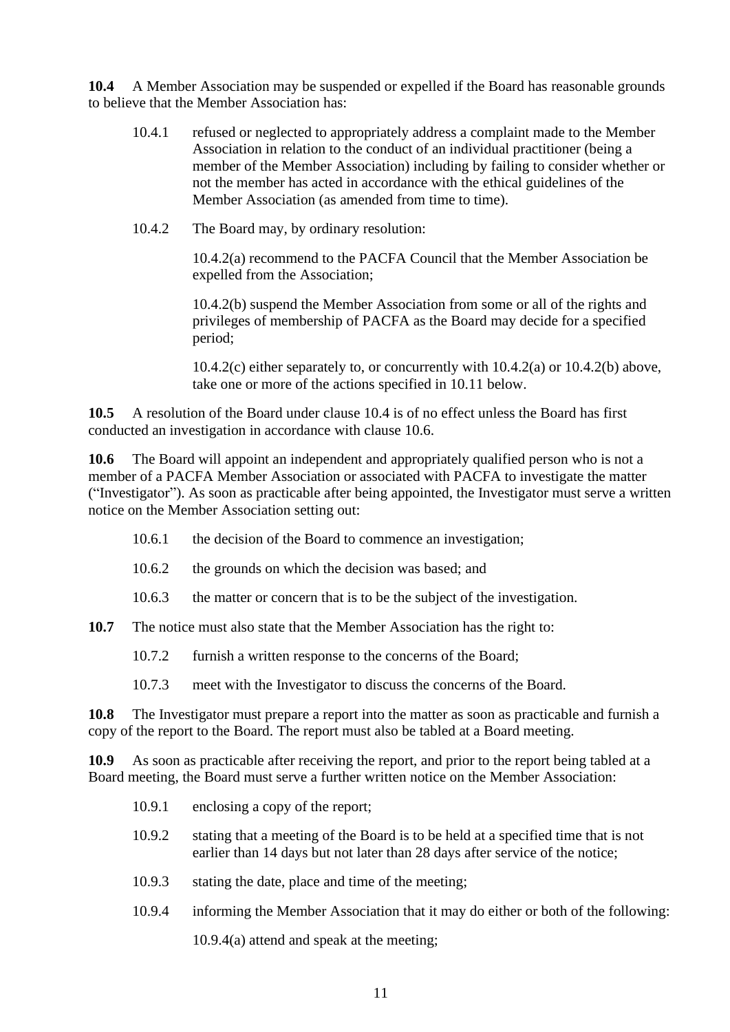**10.4** A Member Association may be suspended or expelled if the Board has reasonable grounds to believe that the Member Association has:

> 10.4.1 refused or neglected to appropriately address a complaint made to the Member Association in relation to the conduct of an individual practitioner (being a member of the Member Association) including by failing to consider whether or not the member has acted in accordance with the ethical guidelines of the Member Association (as amended from time to time).
>
> 10.4.2 The Board may, by ordinary resolution:
>
> > 10.4.2(a) recommend to the PACFA Council that the Member Association be expelled from the Association;
> >
> > 10.4.2(b) suspend the Member Association from some or all of the rights and privileges of membership of PACFA as the Board may decide for a specified period;
> >
> > 10.4.2(c) either separately to, or concurrently with 10.4.2(a) or 10.4.2(b) above, take one or more of the actions specified in 10.11 below.

**10.5** A resolution of the Board under clause 10.4 is of no effect unless the Board has first conducted an investigation in accordance with clause 10.6.

**10.6** The Board will appoint an independent and appropriately qualified person who is not a member of a PACFA Member Association or associated with PACFA to investigate the matter ("Investigator"). As soon as practicable after being appointed, the Investigator must serve a written notice on the Member Association setting out:

> 10.6.1 the decision of the Board to commence an investigation;
>
> 10.6.2 the grounds on which the decision was based; and
>
> 10.6.3 the matter or concern that is to be the subject of the investigation.

**10.7** The notice must also state that the Member Association has the right to:

> 10.7.2 furnish a written response to the concerns of the Board;
>
> 10.7.3 meet with the Investigator to discuss the concerns of the Board.

**10.8** The Investigator must prepare a report into the matter as soon as practicable and furnish a copy of the report to the Board. The report must also be tabled at a Board meeting.

**10.9** As soon as practicable after receiving the report, and prior to the report being tabled at a Board meeting, the Board must serve a further written notice on the Member Association:

> 10.9.1 enclosing a copy of the report;
>
> 10.9.2 stating that a meeting of the Board is to be held at a specified time that is not earlier than 14 days but not later than 28 days after service of the notice;
>
> 10.9.3 stating the date, place and time of the meeting;
>
> 10.9.4 informing the Member Association that it may do either or both of the following:
>
> > 10.9.4(a) attend and speak at the meeting;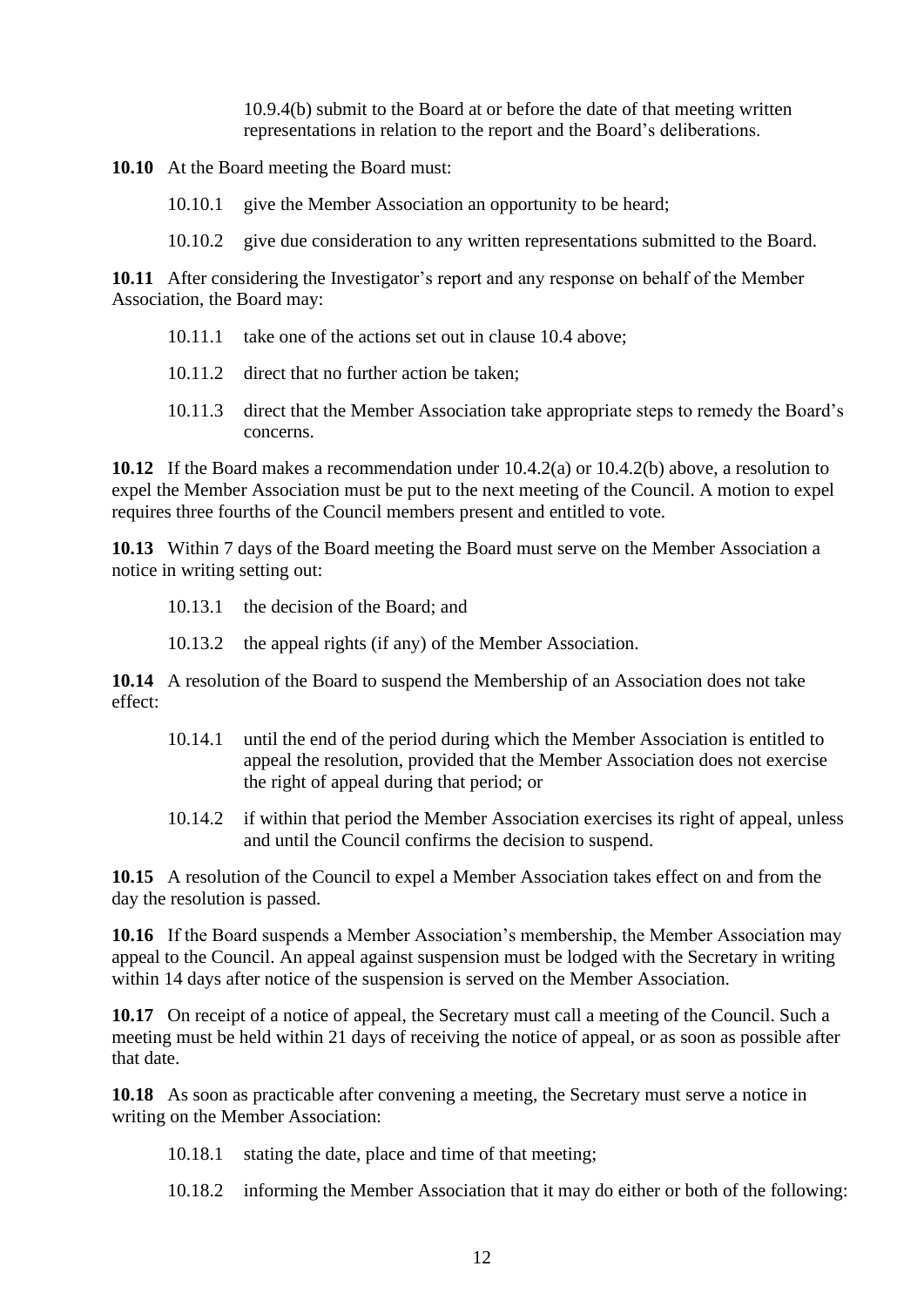10.9.4(b) submit to the Board at or before the date of that meeting written representations in relation to the report and the Board's deliberations.

**10.10** At the Board meeting the Board must:

10.10.1 give the Member Association an opportunity to be heard;

10.10.2 give due consideration to any written representations submitted to the Board.

**10.11** After considering the Investigator's report and any response on behalf of the Member Association, the Board may:

10.11.1 take one of the actions set out in clause 10.4 above;

10.11.2 direct that no further action be taken;

10.11.3 direct that the Member Association take appropriate steps to remedy the Board's concerns.

**10.12** If the Board makes a recommendation under 10.4.2(a) or 10.4.2(b) above, a resolution to expel the Member Association must be put to the next meeting of the Council. A motion to expel requires three fourths of the Council members present and entitled to vote.

**10.13** Within 7 days of the Board meeting the Board must serve on the Member Association a notice in writing setting out:

10.13.1 the decision of the Board; and

10.13.2 the appeal rights (if any) of the Member Association.

**10.14** A resolution of the Board to suspend the Membership of an Association does not take effect:

10.14.1 until the end of the period during which the Member Association is entitled to appeal the resolution, provided that the Member Association does not exercise the right of appeal during that period; or

10.14.2 if within that period the Member Association exercises its right of appeal, unless and until the Council confirms the decision to suspend.

**10.15** A resolution of the Council to expel a Member Association takes effect on and from the day the resolution is passed.

**10.16** If the Board suspends a Member Association's membership, the Member Association may appeal to the Council. An appeal against suspension must be lodged with the Secretary in writing within 14 days after notice of the suspension is served on the Member Association.

**10.17** On receipt of a notice of appeal, the Secretary must call a meeting of the Council. Such a meeting must be held within 21 days of receiving the notice of appeal, or as soon as possible after that date.

**10.18** As soon as practicable after convening a meeting, the Secretary must serve a notice in writing on the Member Association:

10.18.1 stating the date, place and time of that meeting;

10.18.2 informing the Member Association that it may do either or both of the following: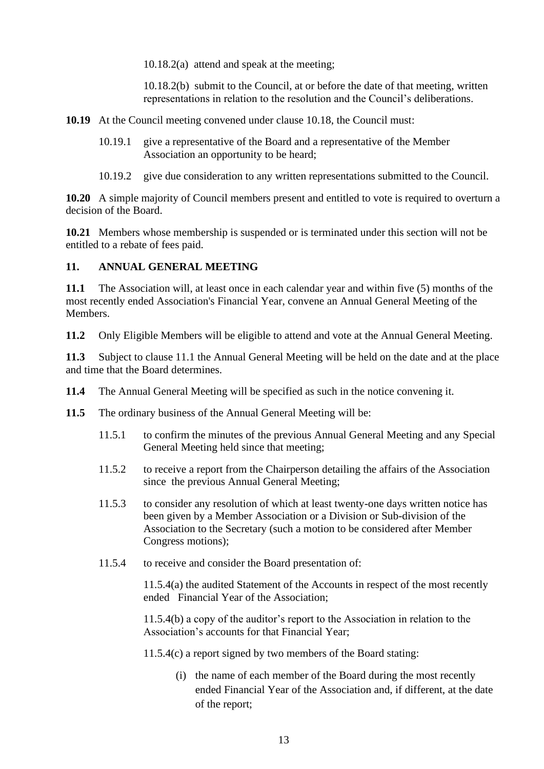10.18.2(a) attend and speak at the meeting;

10.18.2(b) submit to the Council, at or before the date of that meeting, written representations in relation to the resolution and the Council's deliberations.

**10.19** At the Council meeting convened under clause 10.18, the Council must:

10.19.1 give a representative of the Board and a representative of the Member Association an opportunity to be heard;

10.19.2 give due consideration to any written representations submitted to the Council.

**10.20** A simple majority of Council members present and entitled to vote is required to overturn a decision of the Board.

**10.21** Members whose membership is suspended or is terminated under this section will not be entitled to a rebate of fees paid.

## 11. ANNUAL GENERAL MEETING

**11.1** The Association will, at least once in each calendar year and within five (5) months of the most recently ended Association's Financial Year, convene an Annual General Meeting of the Members.

**11.2** Only Eligible Members will be eligible to attend and vote at the Annual General Meeting.

**11.3** Subject to clause 11.1 the Annual General Meeting will be held on the date and at the place and time that the Board determines.

**11.4** The Annual General Meeting will be specified as such in the notice convening it.

**11.5** The ordinary business of the Annual General Meeting will be:

11.5.1 to confirm the minutes of the previous Annual General Meeting and any Special General Meeting held since that meeting;

11.5.2 to receive a report from the Chairperson detailing the affairs of the Association since the previous Annual General Meeting;

11.5.3 to consider any resolution of which at least twenty-one days written notice has been given by a Member Association or a Division or Sub-division of the Association to the Secretary (such a motion to be considered after Member Congress motions);

11.5.4 to receive and consider the Board presentation of:

11.5.4(a) the audited Statement of the Accounts in respect of the most recently ended Financial Year of the Association;

11.5.4(b) a copy of the auditor's report to the Association in relation to the Association's accounts for that Financial Year;

11.5.4(c) a report signed by two members of the Board stating:

(i) the name of each member of the Board during the most recently ended Financial Year of the Association and, if different, at the date of the report;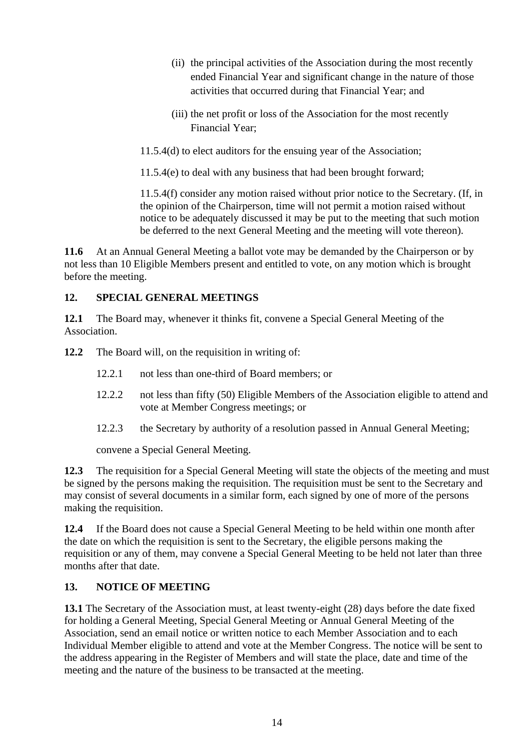(ii) the principal activities of the Association during the most recently ended Financial Year and significant change in the nature of those activities that occurred during that Financial Year; and

(iii) the net profit or loss of the Association for the most recently Financial Year;

11.5.4(d) to elect auditors for the ensuing year of the Association;

11.5.4(e) to deal with any business that had been brought forward;

11.5.4(f) consider any motion raised without prior notice to the Secretary. (If, in the opinion of the Chairperson, time will not permit a motion raised without notice to be adequately discussed it may be put to the meeting that such motion be deferred to the next General Meeting and the meeting will vote thereon).

**11.6** At an Annual General Meeting a ballot vote may be demanded by the Chairperson or by not less than 10 Eligible Members present and entitled to vote, on any motion which is brought before the meeting.

## 12. SPECIAL GENERAL MEETINGS

**12.1** The Board may, whenever it thinks fit, convene a Special General Meeting of the Association.

**12.2** The Board will, on the requisition in writing of:

12.2.1 not less than one-third of Board members; or

12.2.2 not less than fifty (50) Eligible Members of the Association eligible to attend and vote at Member Congress meetings; or

12.2.3 the Secretary by authority of a resolution passed in Annual General Meeting;

convene a Special General Meeting.

**12.3** The requisition for a Special General Meeting will state the objects of the meeting and must be signed by the persons making the requisition. The requisition must be sent to the Secretary and may consist of several documents in a similar form, each signed by one of more of the persons making the requisition.

**12.4** If the Board does not cause a Special General Meeting to be held within one month after the date on which the requisition is sent to the Secretary, the eligible persons making the requisition or any of them, may convene a Special General Meeting to be held not later than three months after that date.

## 13. NOTICE OF MEETING

**13.1** The Secretary of the Association must, at least twenty-eight (28) days before the date fixed for holding a General Meeting, Special General Meeting or Annual General Meeting of the Association, send an email notice or written notice to each Member Association and to each Individual Member eligible to attend and vote at the Member Congress. The notice will be sent to the address appearing in the Register of Members and will state the place, date and time of the meeting and the nature of the business to be transacted at the meeting.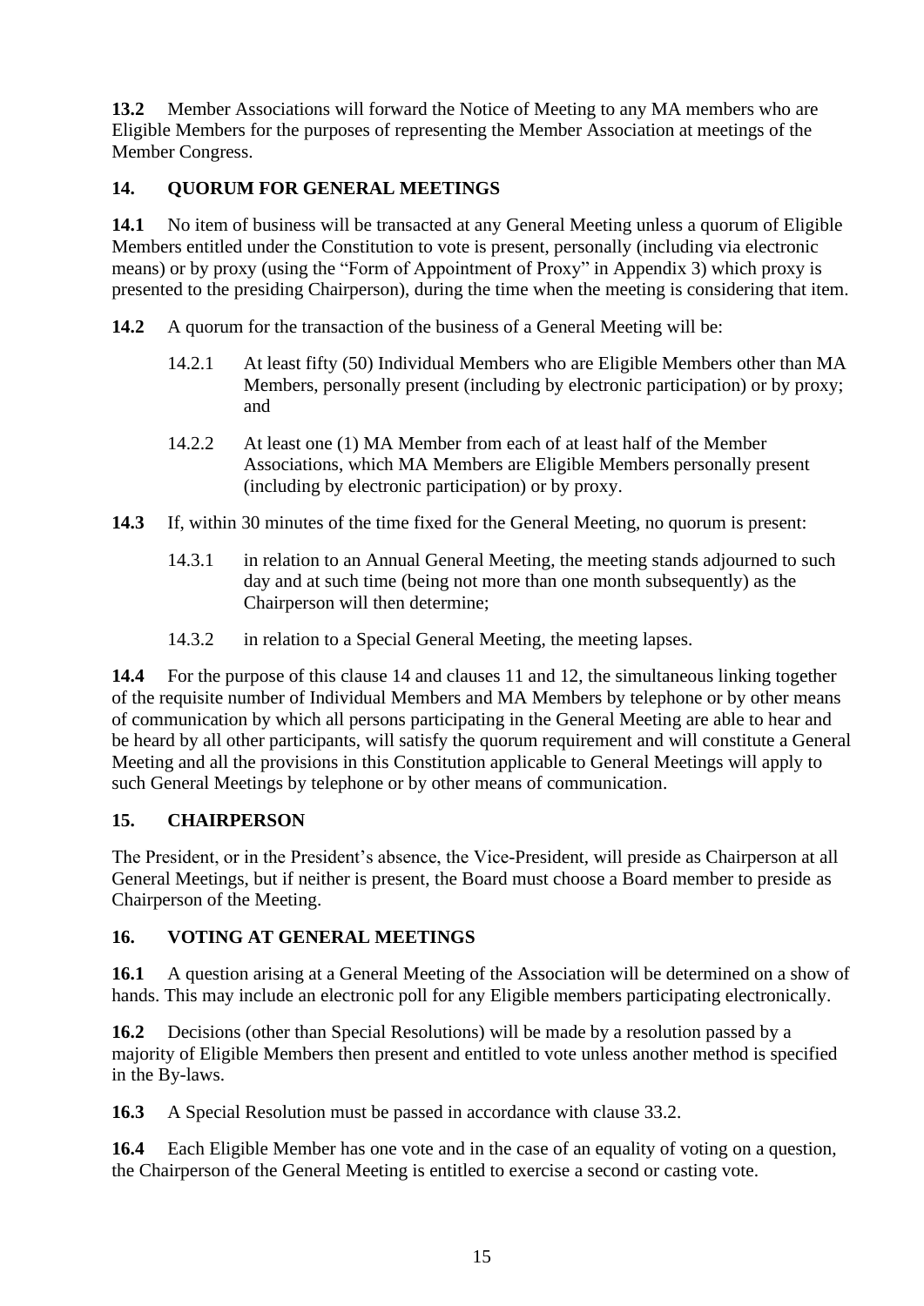**13.2** Member Associations will forward the Notice of Meeting to any MA members who are Eligible Members for the purposes of representing the Member Association at meetings of the Member Congress.

## 14. QUORUM FOR GENERAL MEETINGS

**14.1** No item of business will be transacted at any General Meeting unless a quorum of Eligible Members entitled under the Constitution to vote is present, personally (including via electronic means) or by proxy (using the "Form of Appointment of Proxy" in Appendix 3) which proxy is presented to the presiding Chairperson), during the time when the meeting is considering that item.

**14.2** A quorum for the transaction of the business of a General Meeting will be:

14.2.1 At least fifty (50) Individual Members who are Eligible Members other than MA Members, personally present (including by electronic participation) or by proxy; and

14.2.2 At least one (1) MA Member from each of at least half of the Member Associations, which MA Members are Eligible Members personally present (including by electronic participation) or by proxy.

**14.3** If, within 30 minutes of the time fixed for the General Meeting, no quorum is present:

14.3.1 in relation to an Annual General Meeting, the meeting stands adjourned to such day and at such time (being not more than one month subsequently) as the Chairperson will then determine;

14.3.2 in relation to a Special General Meeting, the meeting lapses.

**14.4** For the purpose of this clause 14 and clauses 11 and 12, the simultaneous linking together of the requisite number of Individual Members and MA Members by telephone or by other means of communication by which all persons participating in the General Meeting are able to hear and be heard by all other participants, will satisfy the quorum requirement and will constitute a General Meeting and all the provisions in this Constitution applicable to General Meetings will apply to such General Meetings by telephone or by other means of communication.

## 15. CHAIRPERSON

The President, or in the President's absence, the Vice-President, will preside as Chairperson at all General Meetings, but if neither is present, the Board must choose a Board member to preside as Chairperson of the Meeting.

## 16. VOTING AT GENERAL MEETINGS

**16.1** A question arising at a General Meeting of the Association will be determined on a show of hands. This may include an electronic poll for any Eligible members participating electronically.

**16.2** Decisions (other than Special Resolutions) will be made by a resolution passed by a majority of Eligible Members then present and entitled to vote unless another method is specified in the By-laws.

**16.3** A Special Resolution must be passed in accordance with clause 33.2.

**16.4** Each Eligible Member has one vote and in the case of an equality of voting on a question, the Chairperson of the General Meeting is entitled to exercise a second or casting vote.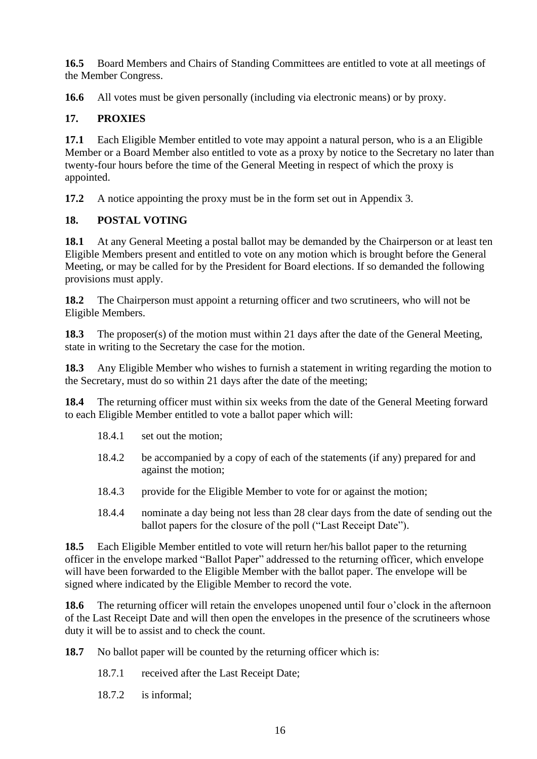**16.5** Board Members and Chairs of Standing Committees are entitled to vote at all meetings of the Member Congress.

**16.6** All votes must be given personally (including via electronic means) or by proxy.

## 17. PROXIES

**17.1** Each Eligible Member entitled to vote may appoint a natural person, who is a an Eligible Member or a Board Member also entitled to vote as a proxy by notice to the Secretary no later than twenty-four hours before the time of the General Meeting in respect of which the proxy is appointed.

**17.2** A notice appointing the proxy must be in the form set out in Appendix 3.

## 18. POSTAL VOTING

**18.1** At any General Meeting a postal ballot may be demanded by the Chairperson or at least ten Eligible Members present and entitled to vote on any motion which is brought before the General Meeting, or may be called for by the President for Board elections. If so demanded the following provisions must apply.

**18.2** The Chairperson must appoint a returning officer and two scrutineers, who will not be Eligible Members.

**18.3** The proposer(s) of the motion must within 21 days after the date of the General Meeting, state in writing to the Secretary the case for the motion.

**18.3** Any Eligible Member who wishes to furnish a statement in writing regarding the motion to the Secretary, must do so within 21 days after the date of the meeting;

**18.4** The returning officer must within six weeks from the date of the General Meeting forward to each Eligible Member entitled to vote a ballot paper which will:

- 18.4.1 set out the motion;
- 18.4.2 be accompanied by a copy of each of the statements (if any) prepared for and against the motion;
- 18.4.3 provide for the Eligible Member to vote for or against the motion;
- 18.4.4 nominate a day being not less than 28 clear days from the date of sending out the ballot papers for the closure of the poll ("Last Receipt Date").

**18.5** Each Eligible Member entitled to vote will return her/his ballot paper to the returning officer in the envelope marked "Ballot Paper" addressed to the returning officer, which envelope will have been forwarded to the Eligible Member with the ballot paper. The envelope will be signed where indicated by the Eligible Member to record the vote.

**18.6** The returning officer will retain the envelopes unopened until four o'clock in the afternoon of the Last Receipt Date and will then open the envelopes in the presence of the scrutineers whose duty it will be to assist and to check the count.

**18.7** No ballot paper will be counted by the returning officer which is:

- 18.7.1 received after the Last Receipt Date;
- 18.7.2 is informal;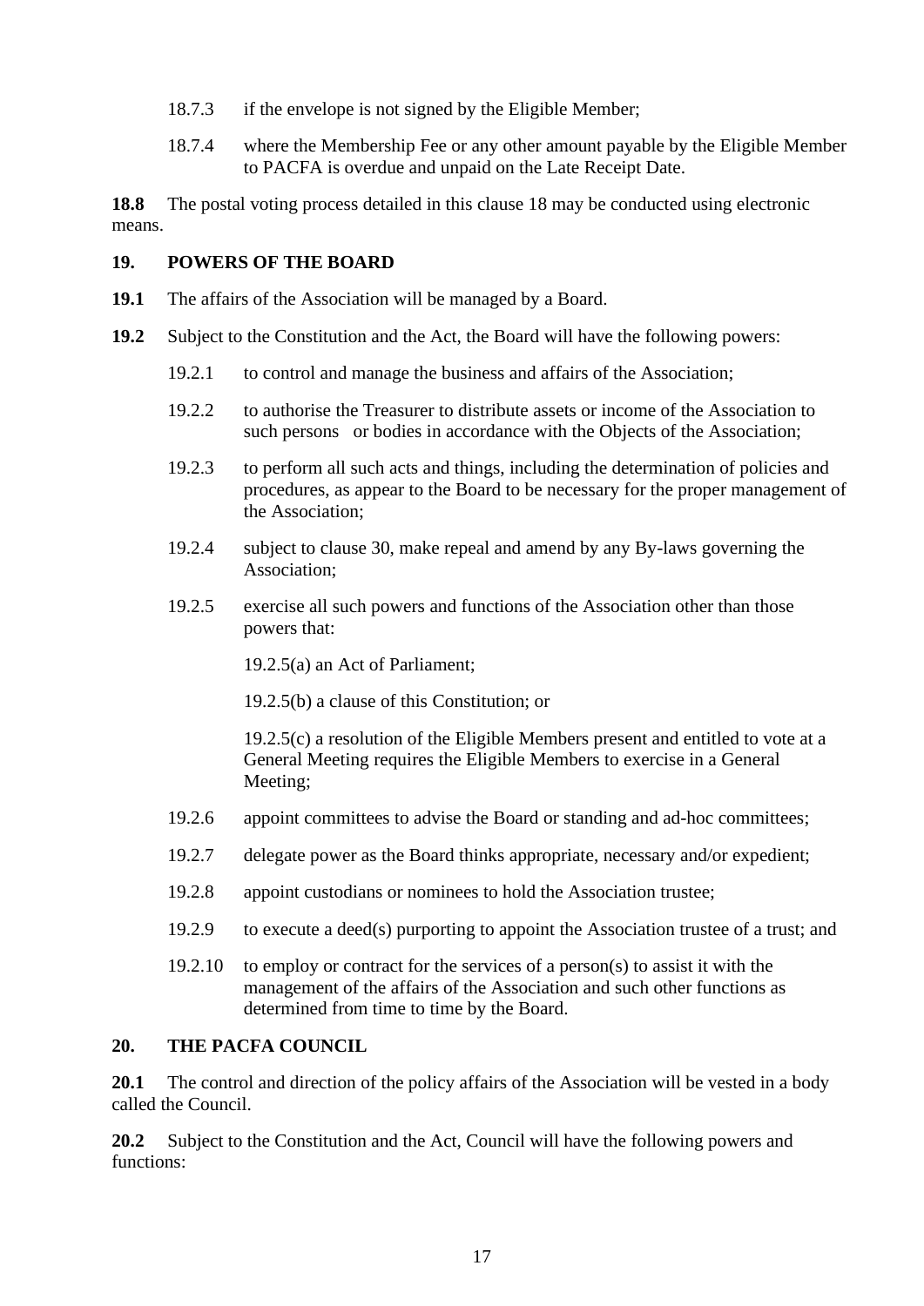18.7.3 if the envelope is not signed by the Eligible Member;

18.7.4 where the Membership Fee or any other amount payable by the Eligible Member to PACFA is overdue and unpaid on the Late Receipt Date.

**18.8** The postal voting process detailed in this clause 18 may be conducted using electronic means.

## 19. POWERS OF THE BOARD

**19.1** The affairs of the Association will be managed by a Board.

**19.2** Subject to the Constitution and the Act, the Board will have the following powers:

19.2.1 to control and manage the business and affairs of the Association;

19.2.2 to authorise the Treasurer to distribute assets or income of the Association to such persons or bodies in accordance with the Objects of the Association;

19.2.3 to perform all such acts and things, including the determination of policies and procedures, as appear to the Board to be necessary for the proper management of the Association;

19.2.4 subject to clause 30, make repeal and amend by any By-laws governing the Association;

19.2.5 exercise all such powers and functions of the Association other than those powers that:

19.2.5(a) an Act of Parliament;

19.2.5(b) a clause of this Constitution; or

19.2.5(c) a resolution of the Eligible Members present and entitled to vote at a General Meeting requires the Eligible Members to exercise in a General Meeting;

19.2.6 appoint committees to advise the Board or standing and ad-hoc committees;

19.2.7 delegate power as the Board thinks appropriate, necessary and/or expedient;

19.2.8 appoint custodians or nominees to hold the Association trustee;

19.2.9 to execute a deed(s) purporting to appoint the Association trustee of a trust; and

19.2.10 to employ or contract for the services of a person(s) to assist it with the management of the affairs of the Association and such other functions as determined from time to time by the Board.

## 20. THE PACFA COUNCIL

**20.1** The control and direction of the policy affairs of the Association will be vested in a body called the Council.

**20.2** Subject to the Constitution and the Act, Council will have the following powers and functions: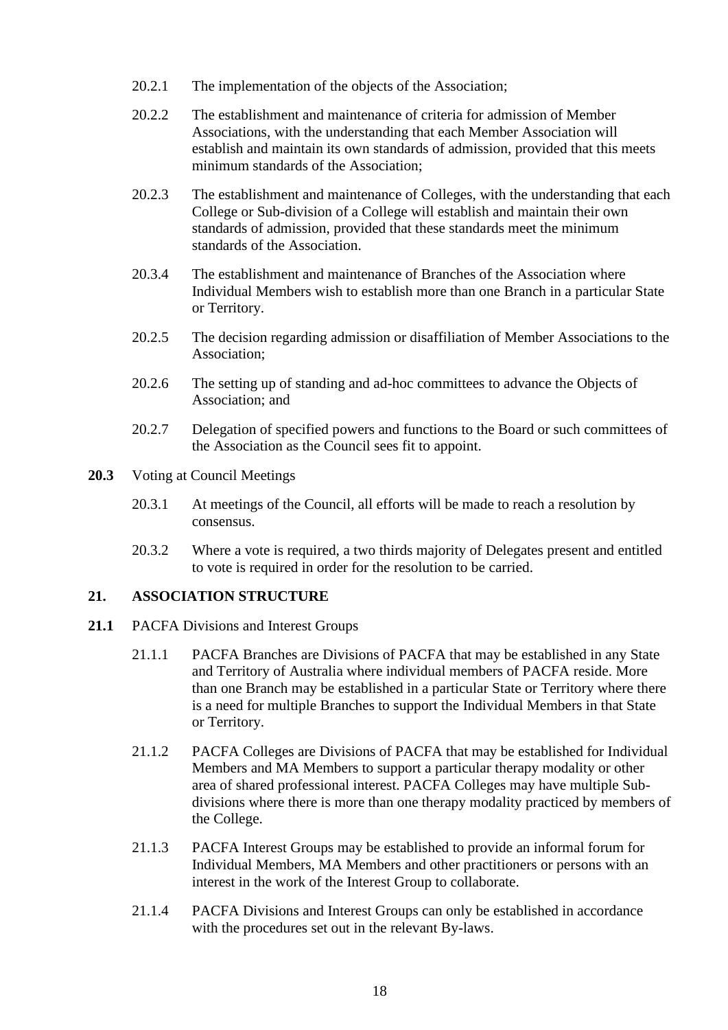20.2.1 The implementation of the objects of the Association;

20.2.2 The establishment and maintenance of criteria for admission of Member Associations, with the understanding that each Member Association will establish and maintain its own standards of admission, provided that this meets minimum standards of the Association;

20.2.3 The establishment and maintenance of Colleges, with the understanding that each College or Sub-division of a College will establish and maintain their own standards of admission, provided that these standards meet the minimum standards of the Association.

20.3.4 The establishment and maintenance of Branches of the Association where Individual Members wish to establish more than one Branch in a particular State or Territory.

20.2.5 The decision regarding admission or disaffiliation of Member Associations to the Association;

20.2.6 The setting up of standing and ad-hoc committees to advance the Objects of Association; and

20.2.7 Delegation of specified powers and functions to the Board or such committees of the Association as the Council sees fit to appoint.

**20.3** Voting at Council Meetings

20.3.1 At meetings of the Council, all efforts will be made to reach a resolution by consensus.

20.3.2 Where a vote is required, a two thirds majority of Delegates present and entitled to vote is required in order for the resolution to be carried.

## 21. ASSOCIATION STRUCTURE

**21.1** PACFA Divisions and Interest Groups

21.1.1 PACFA Branches are Divisions of PACFA that may be established in any State and Territory of Australia where individual members of PACFA reside. More than one Branch may be established in a particular State or Territory where there is a need for multiple Branches to support the Individual Members in that State or Territory.

21.1.2 PACFA Colleges are Divisions of PACFA that may be established for Individual Members and MA Members to support a particular therapy modality or other area of shared professional interest. PACFA Colleges may have multiple Sub-divisions where there is more than one therapy modality practiced by members of the College.

21.1.3 PACFA Interest Groups may be established to provide an informal forum for Individual Members, MA Members and other practitioners or persons with an interest in the work of the Interest Group to collaborate.

21.1.4 PACFA Divisions and Interest Groups can only be established in accordance with the procedures set out in the relevant By-laws.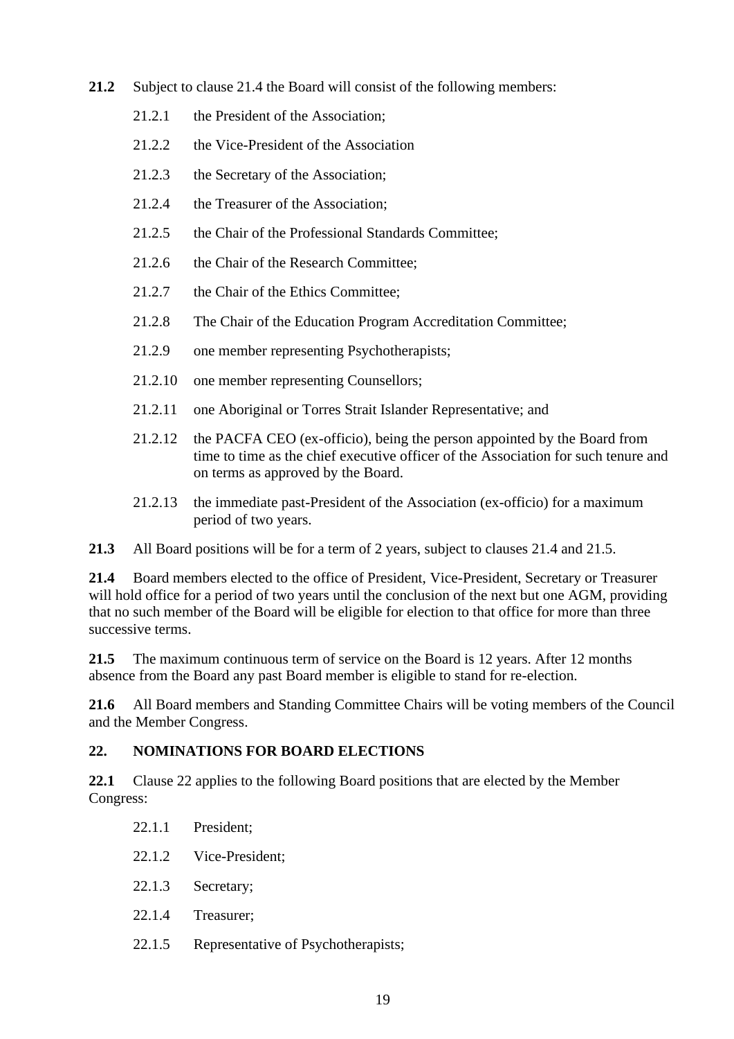**21.2** Subject to clause 21.4 the Board will consist of the following members:

21.2.1 the President of the Association;

21.2.2 the Vice-President of the Association

21.2.3 the Secretary of the Association;

21.2.4 the Treasurer of the Association;

21.2.5 the Chair of the Professional Standards Committee;

21.2.6 the Chair of the Research Committee;

21.2.7 the Chair of the Ethics Committee;

21.2.8 The Chair of the Education Program Accreditation Committee;

21.2.9 one member representing Psychotherapists;

21.2.10 one member representing Counsellors;

21.2.11 one Aboriginal or Torres Strait Islander Representative; and

21.2.12 the PACFA CEO (ex-officio), being the person appointed by the Board from time to time as the chief executive officer of the Association for such tenure and on terms as approved by the Board.

21.2.13 the immediate past-President of the Association (ex-officio) for a maximum period of two years.

**21.3** All Board positions will be for a term of 2 years, subject to clauses 21.4 and 21.5.

**21.4** Board members elected to the office of President, Vice-President, Secretary or Treasurer will hold office for a period of two years until the conclusion of the next but one AGM, providing that no such member of the Board will be eligible for election to that office for more than three successive terms.

**21.5** The maximum continuous term of service on the Board is 12 years. After 12 months absence from the Board any past Board member is eligible to stand for re-election.

**21.6** All Board members and Standing Committee Chairs will be voting members of the Council and the Member Congress.

## 22. NOMINATIONS FOR BOARD ELECTIONS

**22.1** Clause 22 applies to the following Board positions that are elected by the Member Congress:

22.1.1 President;

22.1.2 Vice-President;

22.1.3 Secretary;

22.1.4 Treasurer;

22.1.5 Representative of Psychotherapists;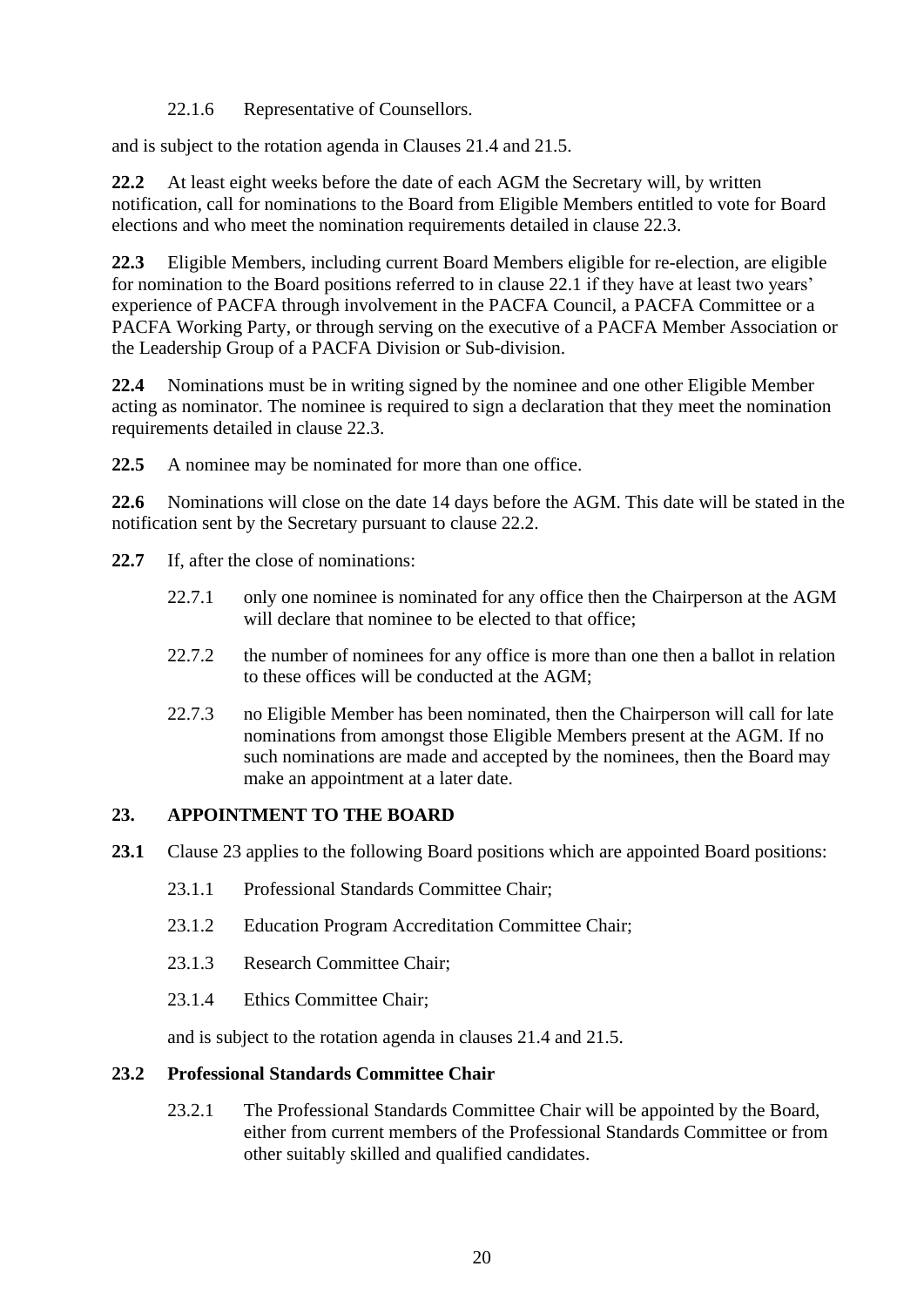22.1.6 Representative of Counsellors.

and is subject to the rotation agenda in Clauses 21.4 and 21.5.

**22.2** At least eight weeks before the date of each AGM the Secretary will, by written notification, call for nominations to the Board from Eligible Members entitled to vote for Board elections and who meet the nomination requirements detailed in clause 22.3.

**22.3** Eligible Members, including current Board Members eligible for re-election, are eligible for nomination to the Board positions referred to in clause 22.1 if they have at least two years' experience of PACFA through involvement in the PACFA Council, a PACFA Committee or a PACFA Working Party, or through serving on the executive of a PACFA Member Association or the Leadership Group of a PACFA Division or Sub-division.

**22.4** Nominations must be in writing signed by the nominee and one other Eligible Member acting as nominator. The nominee is required to sign a declaration that they meet the nomination requirements detailed in clause 22.3.

**22.5** A nominee may be nominated for more than one office.

**22.6** Nominations will close on the date 14 days before the AGM. This date will be stated in the notification sent by the Secretary pursuant to clause 22.2.

**22.7** If, after the close of nominations:

22.7.1 only one nominee is nominated for any office then the Chairperson at the AGM will declare that nominee to be elected to that office;

22.7.2 the number of nominees for any office is more than one then a ballot in relation to these offices will be conducted at the AGM;

22.7.3 no Eligible Member has been nominated, then the Chairperson will call for late nominations from amongst those Eligible Members present at the AGM. If no such nominations are made and accepted by the nominees, then the Board may make an appointment at a later date.

## 23. APPOINTMENT TO THE BOARD

**23.1** Clause 23 applies to the following Board positions which are appointed Board positions:

23.1.1 Professional Standards Committee Chair;

23.1.2 Education Program Accreditation Committee Chair;

23.1.3 Research Committee Chair;

23.1.4 Ethics Committee Chair;

and is subject to the rotation agenda in clauses 21.4 and 21.5.

### 23.2 Professional Standards Committee Chair

23.2.1 The Professional Standards Committee Chair will be appointed by the Board, either from current members of the Professional Standards Committee or from other suitably skilled and qualified candidates.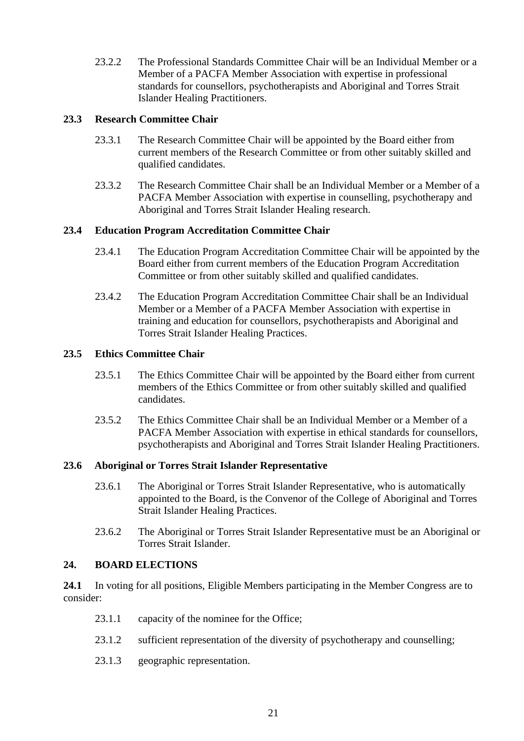23.2.2 The Professional Standards Committee Chair will be an Individual Member or a Member of a PACFA Member Association with expertise in professional standards for counsellors, psychotherapists and Aboriginal and Torres Strait Islander Healing Practitioners.

### 23.3 Research Committee Chair

23.3.1 The Research Committee Chair will be appointed by the Board either from current members of the Research Committee or from other suitably skilled and qualified candidates.

23.3.2 The Research Committee Chair shall be an Individual Member or a Member of a PACFA Member Association with expertise in counselling, psychotherapy and Aboriginal and Torres Strait Islander Healing research.

### 23.4 Education Program Accreditation Committee Chair

23.4.1 The Education Program Accreditation Committee Chair will be appointed by the Board either from current members of the Education Program Accreditation Committee or from other suitably skilled and qualified candidates.

23.4.2 The Education Program Accreditation Committee Chair shall be an Individual Member or a Member of a PACFA Member Association with expertise in training and education for counsellors, psychotherapists and Aboriginal and Torres Strait Islander Healing Practices.

### 23.5 Ethics Committee Chair

23.5.1 The Ethics Committee Chair will be appointed by the Board either from current members of the Ethics Committee or from other suitably skilled and qualified candidates.

23.5.2 The Ethics Committee Chair shall be an Individual Member or a Member of a PACFA Member Association with expertise in ethical standards for counsellors, psychotherapists and Aboriginal and Torres Strait Islander Healing Practitioners.

### 23.6 Aboriginal or Torres Strait Islander Representative

23.6.1 The Aboriginal or Torres Strait Islander Representative, who is automatically appointed to the Board, is the Convenor of the College of Aboriginal and Torres Strait Islander Healing Practices.

23.6.2 The Aboriginal or Torres Strait Islander Representative must be an Aboriginal or Torres Strait Islander.

## 24. BOARD ELECTIONS

**24.1** In voting for all positions, Eligible Members participating in the Member Congress are to consider:

23.1.1 capacity of the nominee for the Office;

23.1.2 sufficient representation of the diversity of psychotherapy and counselling;

23.1.3 geographic representation.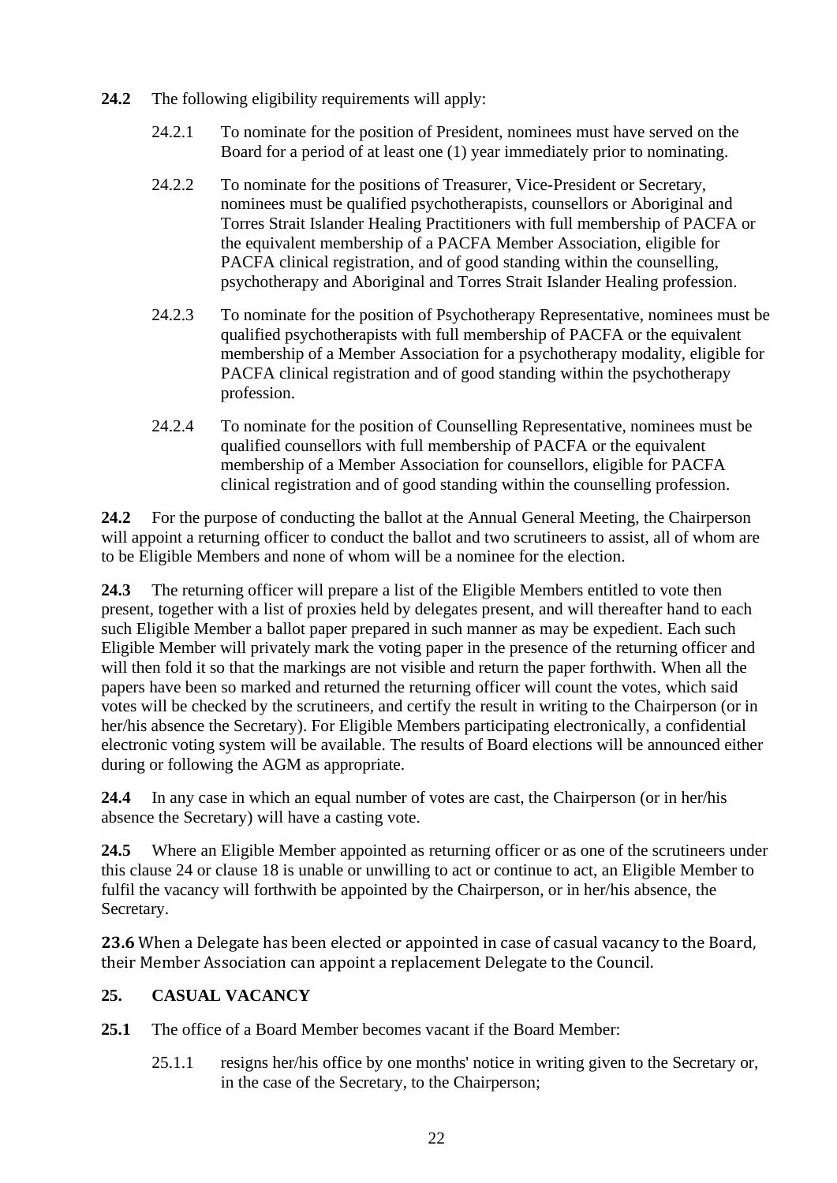**24.2** The following eligibility requirements will apply:

24.2.1 To nominate for the position of President, nominees must have served on the Board for a period of at least one (1) year immediately prior to nominating.

24.2.2 To nominate for the positions of Treasurer, Vice-President or Secretary, nominees must be qualified psychotherapists, counsellors or Aboriginal and Torres Strait Islander Healing Practitioners with full membership of PACFA or the equivalent membership of a PACFA Member Association, eligible for PACFA clinical registration, and of good standing within the counselling, psychotherapy and Aboriginal and Torres Strait Islander Healing profession.

24.2.3 To nominate for the position of Psychotherapy Representative, nominees must be qualified psychotherapists with full membership of PACFA or the equivalent membership of a Member Association for a psychotherapy modality, eligible for PACFA clinical registration and of good standing within the psychotherapy profession.

24.2.4 To nominate for the position of Counselling Representative, nominees must be qualified counsellors with full membership of PACFA or the equivalent membership of a Member Association for counsellors, eligible for PACFA clinical registration and of good standing within the counselling profession.

**24.2** For the purpose of conducting the ballot at the Annual General Meeting, the Chairperson will appoint a returning officer to conduct the ballot and two scrutineers to assist, all of whom are to be Eligible Members and none of whom will be a nominee for the election.

**24.3** The returning officer will prepare a list of the Eligible Members entitled to vote then present, together with a list of proxies held by delegates present, and will thereafter hand to each such Eligible Member a ballot paper prepared in such manner as may be expedient. Each such Eligible Member will privately mark the voting paper in the presence of the returning officer and will then fold it so that the markings are not visible and return the paper forthwith. When all the papers have been so marked and returned the returning officer will count the votes, which said votes will be checked by the scrutineers, and certify the result in writing to the Chairperson (or in her/his absence the Secretary). For Eligible Members participating electronically, a confidential electronic voting system will be available. The results of Board elections will be announced either during or following the AGM as appropriate.

**24.4** In any case in which an equal number of votes are cast, the Chairperson (or in her/his absence the Secretary) will have a casting vote.

**24.5** Where an Eligible Member appointed as returning officer or as one of the scrutineers under this clause 24 or clause 18 is unable or unwilling to act or continue to act, an Eligible Member to fulfil the vacancy will forthwith be appointed by the Chairperson, or in her/his absence, the Secretary.

**23.6** When a Delegate has been elected or appointed in case of casual vacancy to the Board, their Member Association can appoint a replacement Delegate to the Council.

## 25. CASUAL VACANCY

**25.1** The office of a Board Member becomes vacant if the Board Member:

25.1.1 resigns her/his office by one months' notice in writing given to the Secretary or, in the case of the Secretary, to the Chairperson;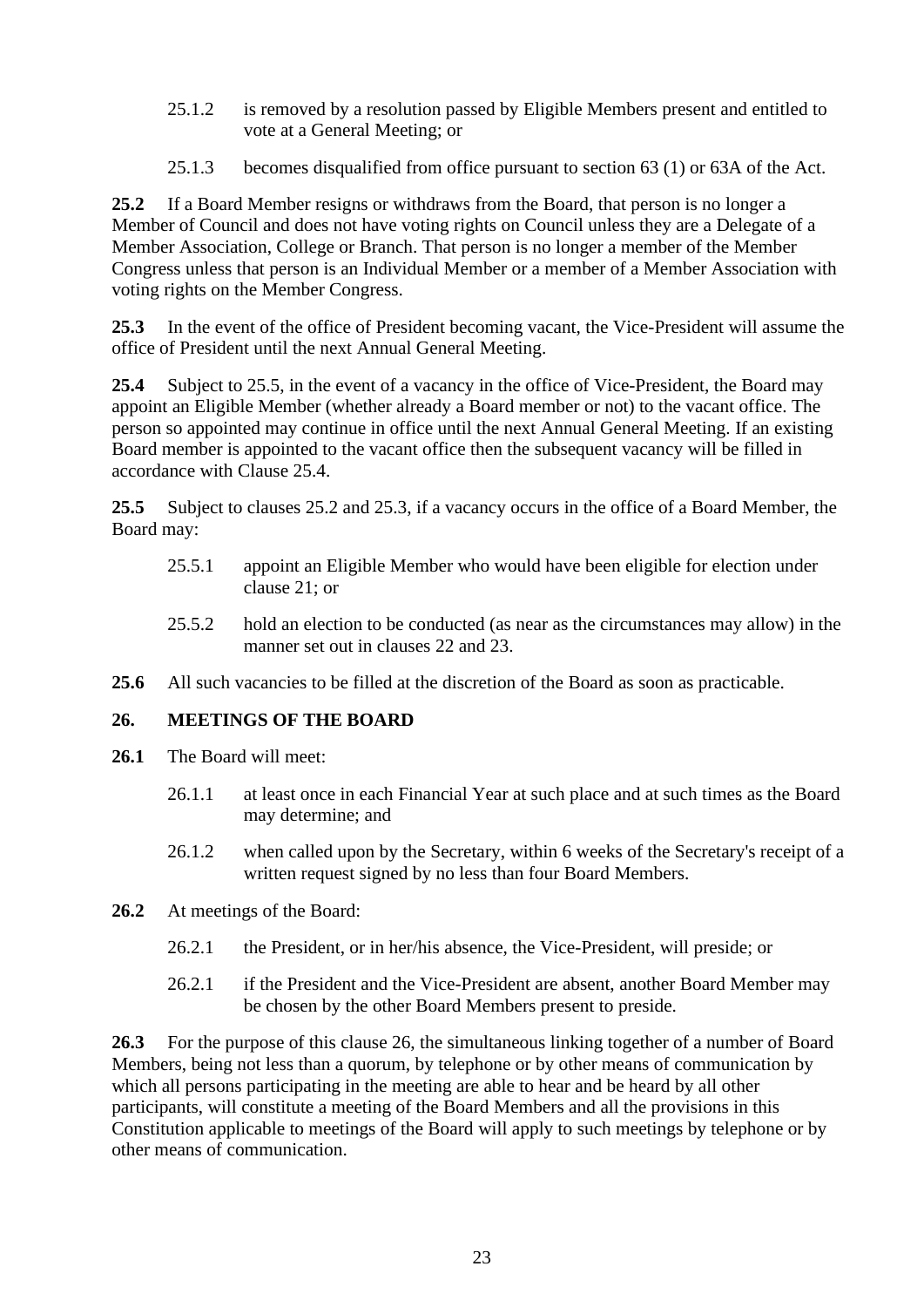25.1.2 is removed by a resolution passed by Eligible Members present and entitled to vote at a General Meeting; or

25.1.3 becomes disqualified from office pursuant to section 63 (1) or 63A of the Act.

**25.2** If a Board Member resigns or withdraws from the Board, that person is no longer a Member of Council and does not have voting rights on Council unless they are a Delegate of a Member Association, College or Branch. That person is no longer a member of the Member Congress unless that person is an Individual Member or a member of a Member Association with voting rights on the Member Congress.

**25.3** In the event of the office of President becoming vacant, the Vice-President will assume the office of President until the next Annual General Meeting.

**25.4** Subject to 25.5, in the event of a vacancy in the office of Vice-President, the Board may appoint an Eligible Member (whether already a Board member or not) to the vacant office. The person so appointed may continue in office until the next Annual General Meeting. If an existing Board member is appointed to the vacant office then the subsequent vacancy will be filled in accordance with Clause 25.4.

**25.5** Subject to clauses 25.2 and 25.3, if a vacancy occurs in the office of a Board Member, the Board may:

25.5.1 appoint an Eligible Member who would have been eligible for election under clause 21; or

25.5.2 hold an election to be conducted (as near as the circumstances may allow) in the manner set out in clauses 22 and 23.

**25.6** All such vacancies to be filled at the discretion of the Board as soon as practicable.

## 26. MEETINGS OF THE BOARD

**26.1** The Board will meet:

26.1.1 at least once in each Financial Year at such place and at such times as the Board may determine; and

26.1.2 when called upon by the Secretary, within 6 weeks of the Secretary's receipt of a written request signed by no less than four Board Members.

**26.2** At meetings of the Board:

26.2.1 the President, or in her/his absence, the Vice-President, will preside; or

26.2.1 if the President and the Vice-President are absent, another Board Member may be chosen by the other Board Members present to preside.

**26.3** For the purpose of this clause 26, the simultaneous linking together of a number of Board Members, being not less than a quorum, by telephone or by other means of communication by which all persons participating in the meeting are able to hear and be heard by all other participants, will constitute a meeting of the Board Members and all the provisions in this Constitution applicable to meetings of the Board will apply to such meetings by telephone or by other means of communication.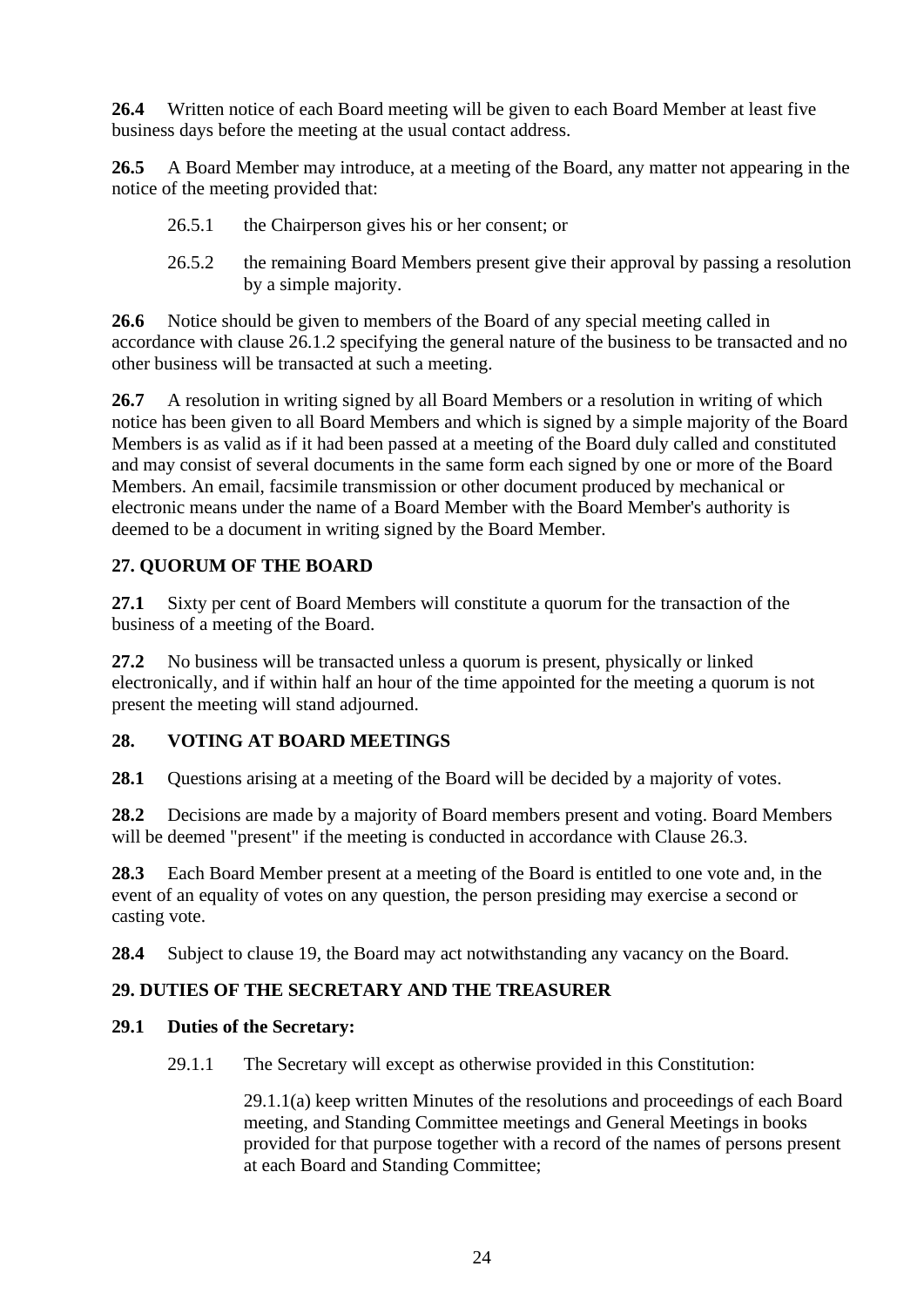**26.4** Written notice of each Board meeting will be given to each Board Member at least five business days before the meeting at the usual contact address.

**26.5** A Board Member may introduce, at a meeting of the Board, any matter not appearing in the notice of the meeting provided that:

26.5.1 the Chairperson gives his or her consent; or

26.5.2 the remaining Board Members present give their approval by passing a resolution by a simple majority.

**26.6** Notice should be given to members of the Board of any special meeting called in accordance with clause 26.1.2 specifying the general nature of the business to be transacted and no other business will be transacted at such a meeting.

**26.7** A resolution in writing signed by all Board Members or a resolution in writing of which notice has been given to all Board Members and which is signed by a simple majority of the Board Members is as valid as if it had been passed at a meeting of the Board duly called and constituted and may consist of several documents in the same form each signed by one or more of the Board Members. An email, facsimile transmission or other document produced by mechanical or electronic means under the name of a Board Member with the Board Member's authority is deemed to be a document in writing signed by the Board Member.

## 27. QUORUM OF THE BOARD

**27.1** Sixty per cent of Board Members will constitute a quorum for the transaction of the business of a meeting of the Board.

**27.2** No business will be transacted unless a quorum is present, physically or linked electronically, and if within half an hour of the time appointed for the meeting a quorum is not present the meeting will stand adjourned.

## 28. VOTING AT BOARD MEETINGS

**28.1** Questions arising at a meeting of the Board will be decided by a majority of votes.

**28.2** Decisions are made by a majority of Board members present and voting. Board Members will be deemed "present" if the meeting is conducted in accordance with Clause 26.3.

**28.3** Each Board Member present at a meeting of the Board is entitled to one vote and, in the event of an equality of votes on any question, the person presiding may exercise a second or casting vote.

**28.4** Subject to clause 19, the Board may act notwithstanding any vacancy on the Board.

## 29. DUTIES OF THE SECRETARY AND THE TREASURER

**29.1 Duties of the Secretary:**

29.1.1 The Secretary will except as otherwise provided in this Constitution:

29.1.1(a) keep written Minutes of the resolutions and proceedings of each Board meeting, and Standing Committee meetings and General Meetings in books provided for that purpose together with a record of the names of persons present at each Board and Standing Committee;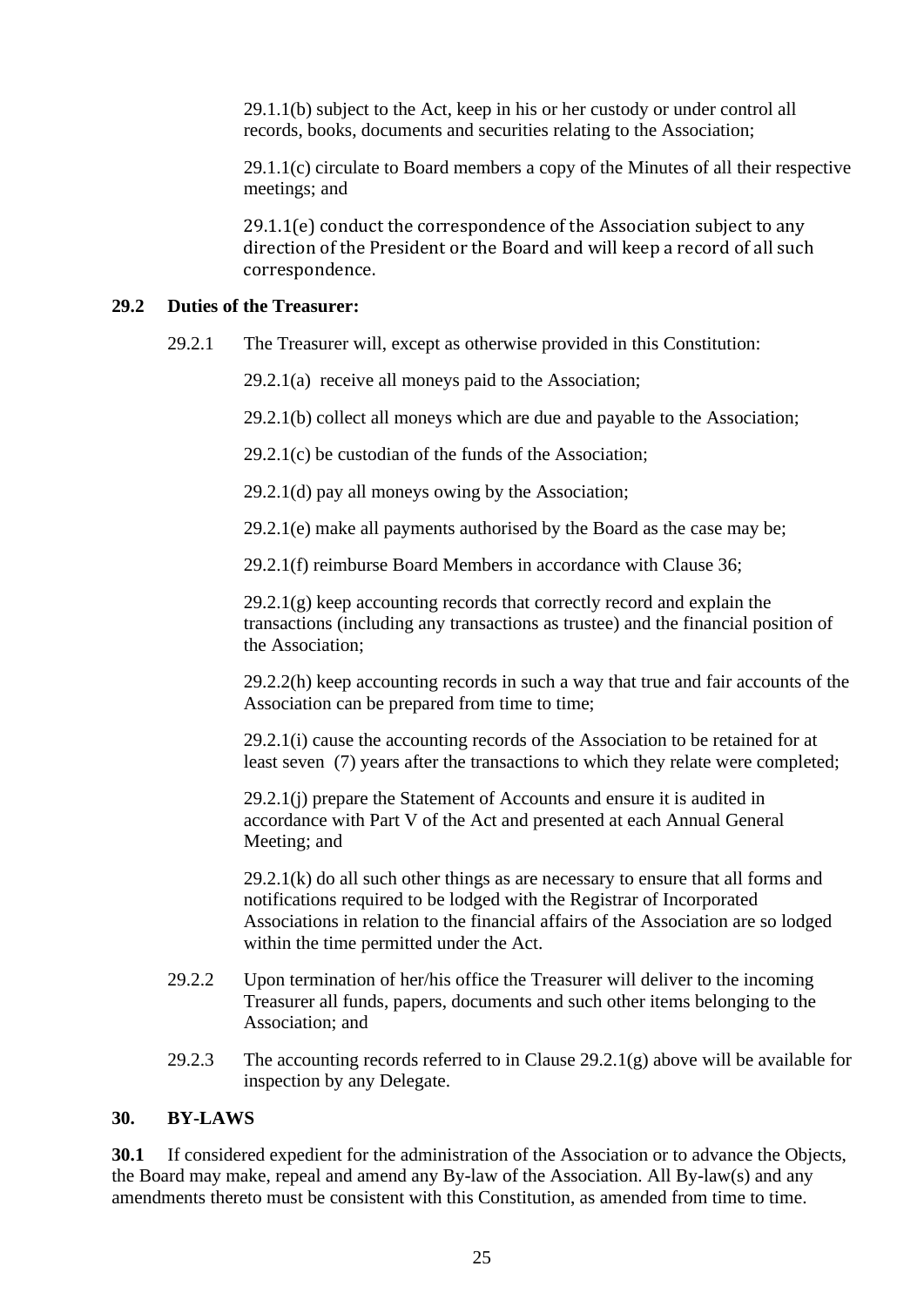29.1.1(b) subject to the Act, keep in his or her custody or under control all records, books, documents and securities relating to the Association;

29.1.1(c) circulate to Board members a copy of the Minutes of all their respective meetings; and

29.1.1(e) conduct the correspondence of the Association subject to any direction of the President or the Board and will keep a record of all such correspondence.

**29.2 Duties of the Treasurer:**

29.2.1 The Treasurer will, except as otherwise provided in this Constitution:

29.2.1(a) receive all moneys paid to the Association;

29.2.1(b) collect all moneys which are due and payable to the Association;

29.2.1(c) be custodian of the funds of the Association;

29.2.1(d) pay all moneys owing by the Association;

29.2.1(e) make all payments authorised by the Board as the case may be;

29.2.1(f) reimburse Board Members in accordance with Clause 36;

29.2.1(g) keep accounting records that correctly record and explain the transactions (including any transactions as trustee) and the financial position of the Association;

29.2.2(h) keep accounting records in such a way that true and fair accounts of the Association can be prepared from time to time;

29.2.1(i) cause the accounting records of the Association to be retained for at least seven (7) years after the transactions to which they relate were completed;

29.2.1(j) prepare the Statement of Accounts and ensure it is audited in accordance with Part V of the Act and presented at each Annual General Meeting; and

29.2.1(k) do all such other things as are necessary to ensure that all forms and notifications required to be lodged with the Registrar of Incorporated Associations in relation to the financial affairs of the Association are so lodged within the time permitted under the Act.

29.2.2 Upon termination of her/his office the Treasurer will deliver to the incoming Treasurer all funds, papers, documents and such other items belonging to the Association; and

29.2.3 The accounting records referred to in Clause 29.2.1(g) above will be available for inspection by any Delegate.

## 30. BY-LAWS

**30.1** If considered expedient for the administration of the Association or to advance the Objects, the Board may make, repeal and amend any By-law of the Association. All By-law(s) and any amendments thereto must be consistent with this Constitution, as amended from time to time.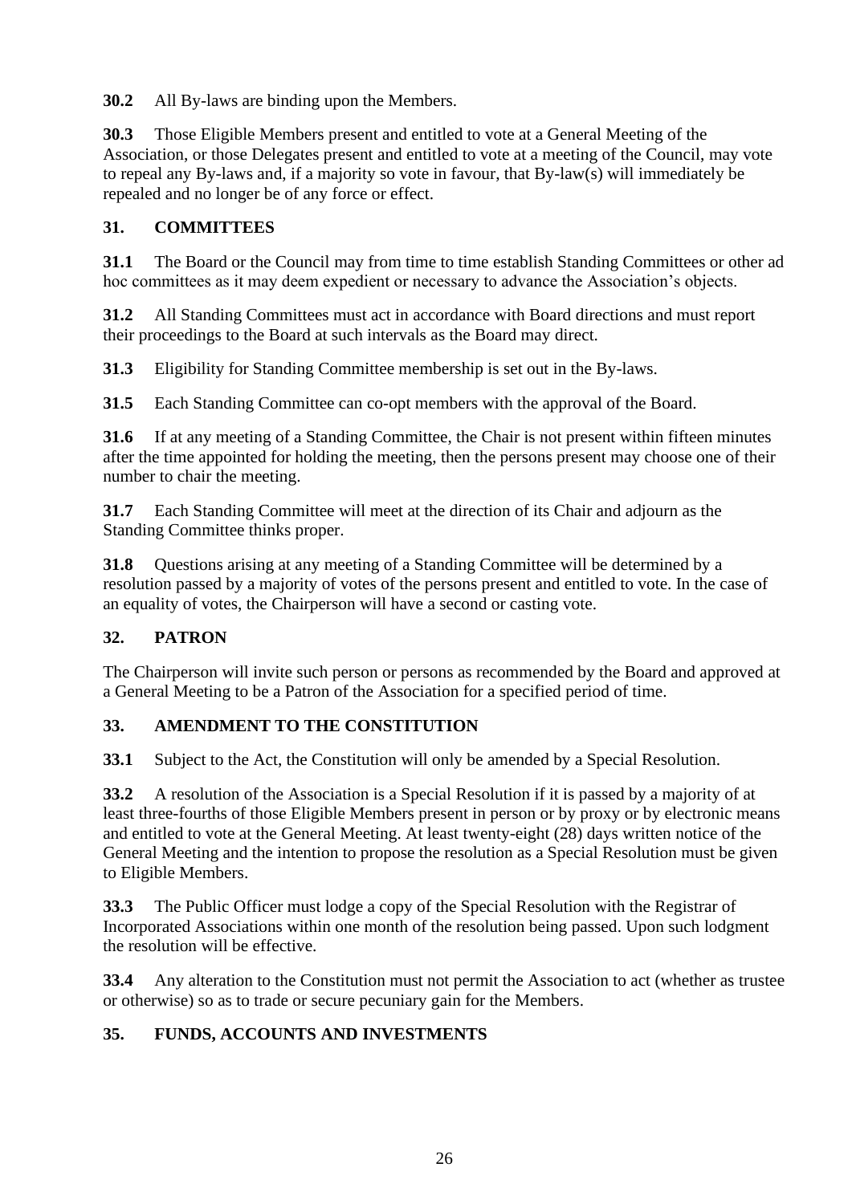**30.2** All By-laws are binding upon the Members.

**30.3** Those Eligible Members present and entitled to vote at a General Meeting of the Association, or those Delegates present and entitled to vote at a meeting of the Council, may vote to repeal any By-laws and, if a majority so vote in favour, that By-law(s) will immediately be repealed and no longer be of any force or effect.

## 31. COMMITTEES

**31.1** The Board or the Council may from time to time establish Standing Committees or other ad hoc committees as it may deem expedient or necessary to advance the Association's objects.

**31.2** All Standing Committees must act in accordance with Board directions and must report their proceedings to the Board at such intervals as the Board may direct.

**31.3** Eligibility for Standing Committee membership is set out in the By-laws.

**31.5** Each Standing Committee can co-opt members with the approval of the Board.

**31.6** If at any meeting of a Standing Committee, the Chair is not present within fifteen minutes after the time appointed for holding the meeting, then the persons present may choose one of their number to chair the meeting.

**31.7** Each Standing Committee will meet at the direction of its Chair and adjourn as the Standing Committee thinks proper.

**31.8** Questions arising at any meeting of a Standing Committee will be determined by a resolution passed by a majority of votes of the persons present and entitled to vote. In the case of an equality of votes, the Chairperson will have a second or casting vote.

## 32. PATRON

The Chairperson will invite such person or persons as recommended by the Board and approved at a General Meeting to be a Patron of the Association for a specified period of time.

## 33. AMENDMENT TO THE CONSTITUTION

**33.1** Subject to the Act, the Constitution will only be amended by a Special Resolution.

**33.2** A resolution of the Association is a Special Resolution if it is passed by a majority of at least three-fourths of those Eligible Members present in person or by proxy or by electronic means and entitled to vote at the General Meeting. At least twenty-eight (28) days written notice of the General Meeting and the intention to propose the resolution as a Special Resolution must be given to Eligible Members.

**33.3** The Public Officer must lodge a copy of the Special Resolution with the Registrar of Incorporated Associations within one month of the resolution being passed. Upon such lodgment the resolution will be effective.

**33.4** Any alteration to the Constitution must not permit the Association to act (whether as trustee or otherwise) so as to trade or secure pecuniary gain for the Members.

## 35. FUNDS, ACCOUNTS AND INVESTMENTS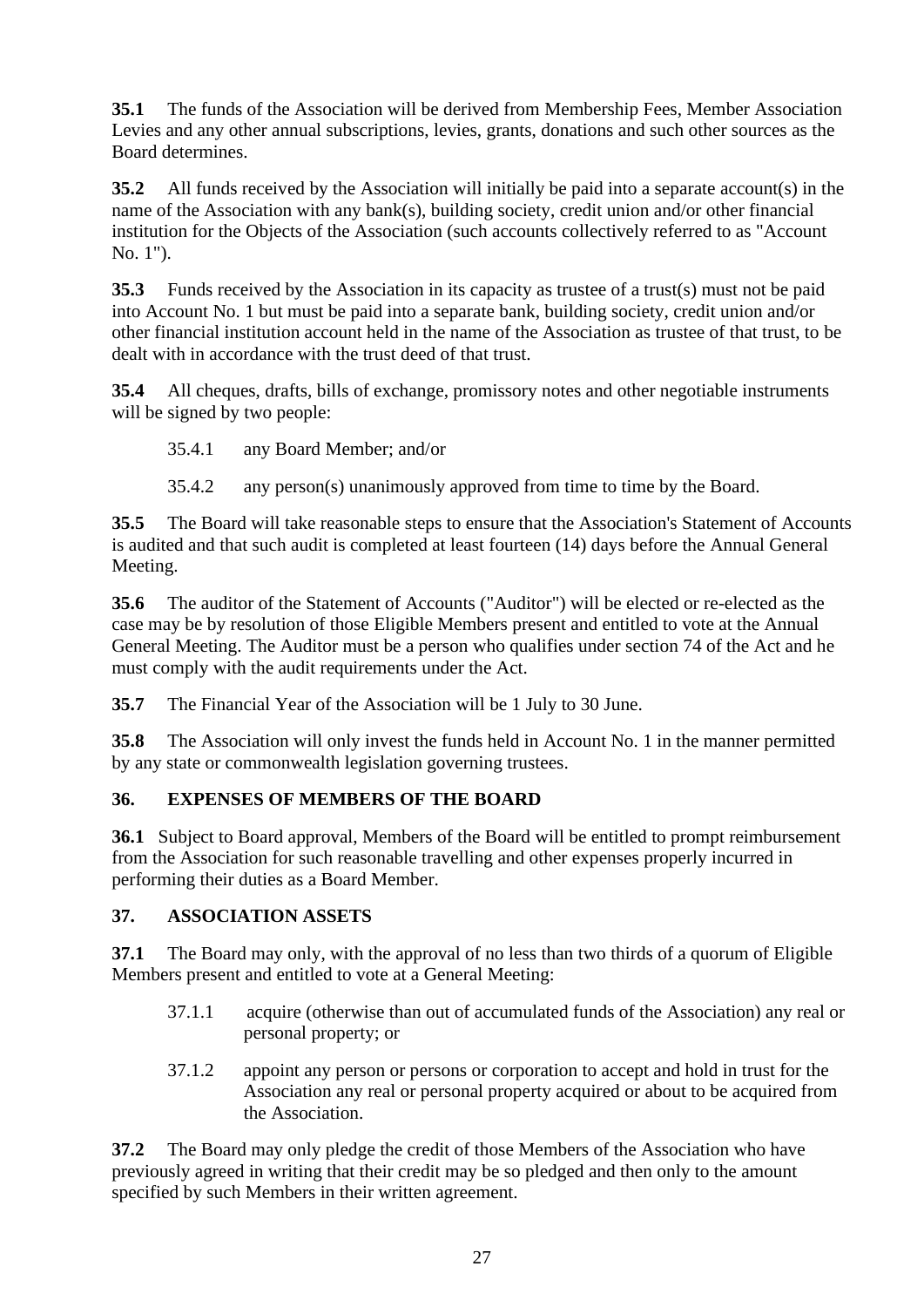**35.1** The funds of the Association will be derived from Membership Fees, Member Association Levies and any other annual subscriptions, levies, grants, donations and such other sources as the Board determines.

**35.2** All funds received by the Association will initially be paid into a separate account(s) in the name of the Association with any bank(s), building society, credit union and/or other financial institution for the Objects of the Association (such accounts collectively referred to as "Account No. 1").

**35.3** Funds received by the Association in its capacity as trustee of a trust(s) must not be paid into Account No. 1 but must be paid into a separate bank, building society, credit union and/or other financial institution account held in the name of the Association as trustee of that trust, to be dealt with in accordance with the trust deed of that trust.

**35.4** All cheques, drafts, bills of exchange, promissory notes and other negotiable instruments will be signed by two people:

> 35.4.1 any Board Member; and/or
>
> 35.4.2 any person(s) unanimously approved from time to time by the Board.

**35.5** The Board will take reasonable steps to ensure that the Association's Statement of Accounts is audited and that such audit is completed at least fourteen (14) days before the Annual General Meeting.

**35.6** The auditor of the Statement of Accounts ("Auditor") will be elected or re-elected as the case may be by resolution of those Eligible Members present and entitled to vote at the Annual General Meeting. The Auditor must be a person who qualifies under section 74 of the Act and he must comply with the audit requirements under the Act.

**35.7** The Financial Year of the Association will be 1 July to 30 June.

**35.8** The Association will only invest the funds held in Account No. 1 in the manner permitted by any state or commonwealth legislation governing trustees.

## 36. EXPENSES OF MEMBERS OF THE BOARD

**36.1** Subject to Board approval, Members of the Board will be entitled to prompt reimbursement from the Association for such reasonable travelling and other expenses properly incurred in performing their duties as a Board Member.

## 37. ASSOCIATION ASSETS

**37.1** The Board may only, with the approval of no less than two thirds of a quorum of Eligible Members present and entitled to vote at a General Meeting:

> 37.1.1 acquire (otherwise than out of accumulated funds of the Association) any real or personal property; or
>
> 37.1.2 appoint any person or persons or corporation to accept and hold in trust for the Association any real or personal property acquired or about to be acquired from the Association.

**37.2** The Board may only pledge the credit of those Members of the Association who have previously agreed in writing that their credit may be so pledged and then only to the amount specified by such Members in their written agreement.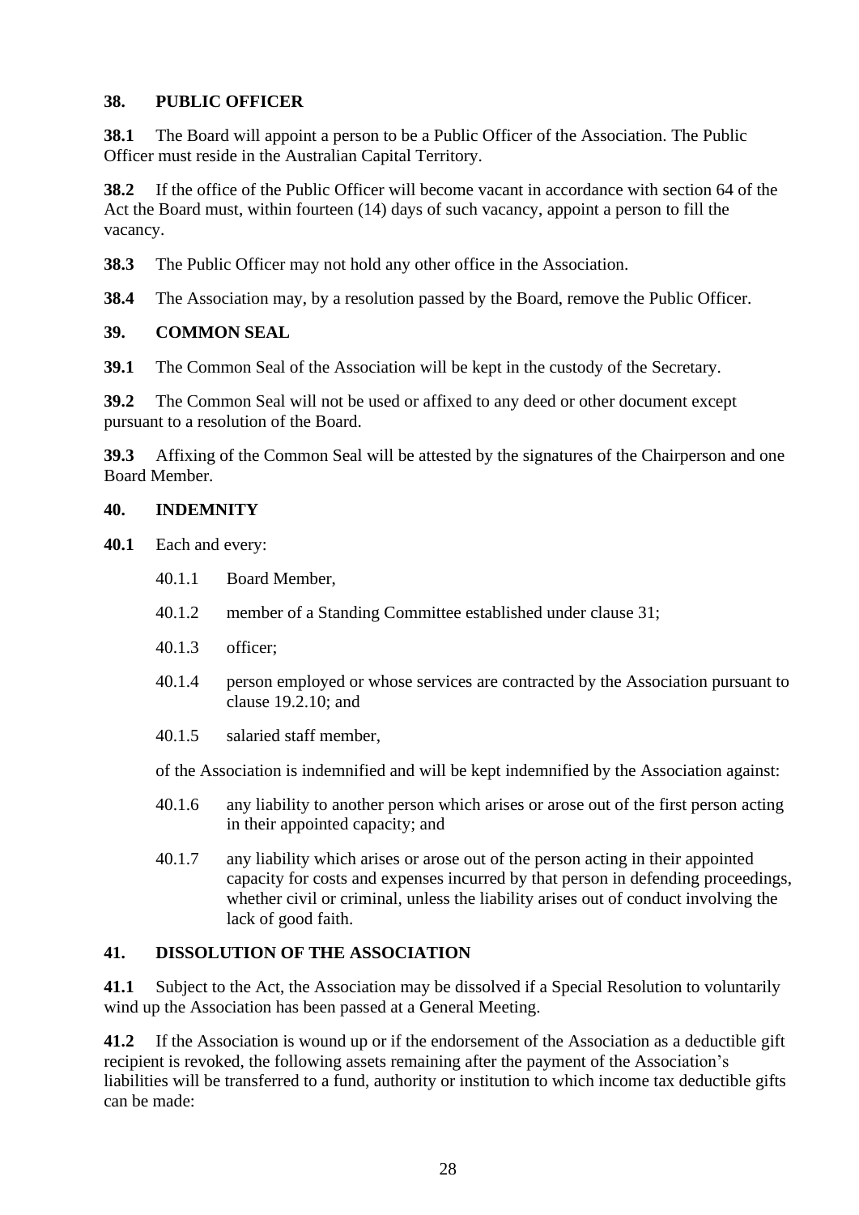### 38. PUBLIC OFFICER

**38.1** The Board will appoint a person to be a Public Officer of the Association. The Public Officer must reside in the Australian Capital Territory.

**38.2** If the office of the Public Officer will become vacant in accordance with section 64 of the Act the Board must, within fourteen (14) days of such vacancy, appoint a person to fill the vacancy.

**38.3** The Public Officer may not hold any other office in the Association.

**38.4** The Association may, by a resolution passed by the Board, remove the Public Officer.

### 39. COMMON SEAL

**39.1** The Common Seal of the Association will be kept in the custody of the Secretary.

**39.2** The Common Seal will not be used or affixed to any deed or other document except pursuant to a resolution of the Board.

**39.3** Affixing of the Common Seal will be attested by the signatures of the Chairperson and one Board Member.

### 40. INDEMNITY

**40.1** Each and every:

- 40.1.1 Board Member,
- 40.1.2 member of a Standing Committee established under clause 31;
- 40.1.3 officer;
- 40.1.4 person employed or whose services are contracted by the Association pursuant to clause 19.2.10; and
- 40.1.5 salaried staff member,

of the Association is indemnified and will be kept indemnified by the Association against:

- 40.1.6 any liability to another person which arises or arose out of the first person acting in their appointed capacity; and
- 40.1.7 any liability which arises or arose out of the person acting in their appointed capacity for costs and expenses incurred by that person in defending proceedings, whether civil or criminal, unless the liability arises out of conduct involving the lack of good faith.

### 41. DISSOLUTION OF THE ASSOCIATION

**41.1** Subject to the Act, the Association may be dissolved if a Special Resolution to voluntarily wind up the Association has been passed at a General Meeting.

**41.2** If the Association is wound up or if the endorsement of the Association as a deductible gift recipient is revoked, the following assets remaining after the payment of the Association's liabilities will be transferred to a fund, authority or institution to which income tax deductible gifts can be made: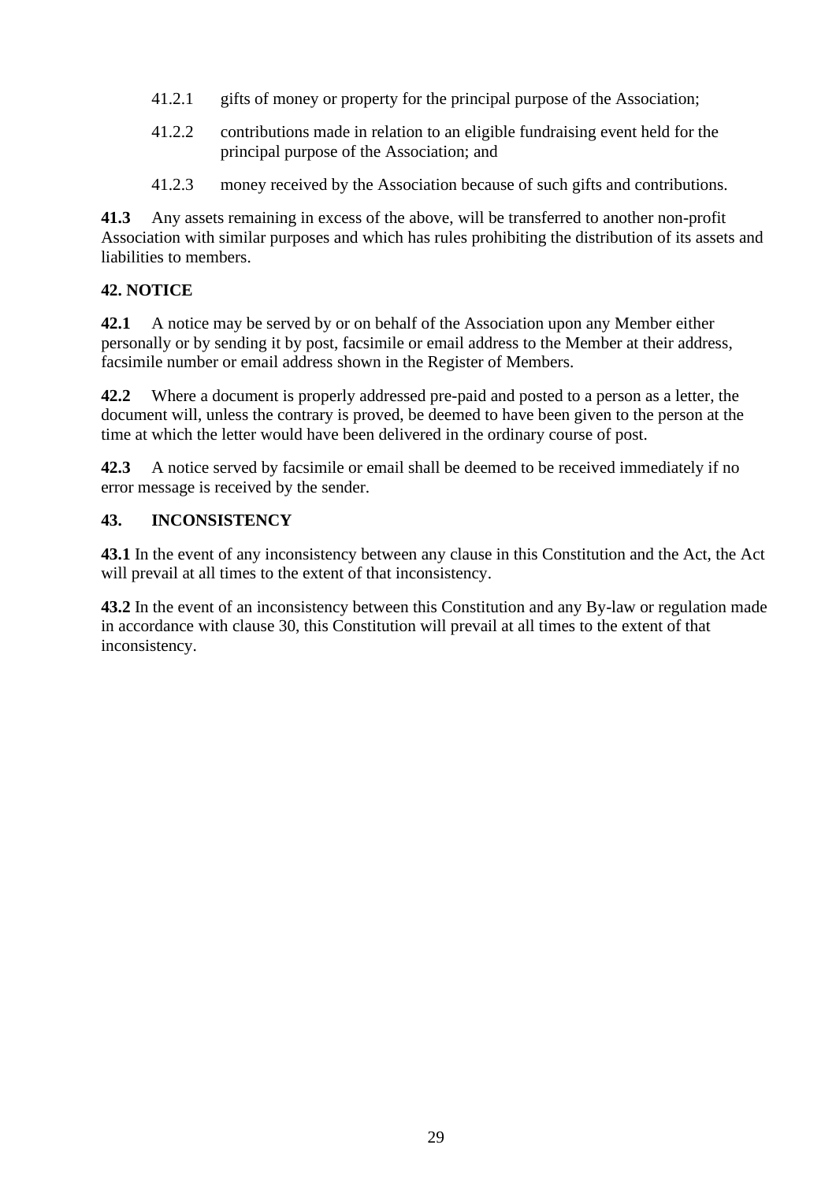41.2.1 gifts of money or property for the principal purpose of the Association;

41.2.2 contributions made in relation to an eligible fundraising event held for the principal purpose of the Association; and

41.2.3 money received by the Association because of such gifts and contributions.

**41.3** Any assets remaining in excess of the above, will be transferred to another non-profit Association with similar purposes and which has rules prohibiting the distribution of its assets and liabilities to members.

**42. NOTICE**

**42.1** A notice may be served by or on behalf of the Association upon any Member either personally or by sending it by post, facsimile or email address to the Member at their address, facsimile number or email address shown in the Register of Members.

**42.2** Where a document is properly addressed pre-paid and posted to a person as a letter, the document will, unless the contrary is proved, be deemed to have been given to the person at the time at which the letter would have been delivered in the ordinary course of post.

**42.3** A notice served by facsimile or email shall be deemed to be received immediately if no error message is received by the sender.

**43. INCONSISTENCY**

**43.1** In the event of any inconsistency between any clause in this Constitution and the Act, the Act will prevail at all times to the extent of that inconsistency.

**43.2** In the event of an inconsistency between this Constitution and any By-law or regulation made in accordance with clause 30, this Constitution will prevail at all times to the extent of that inconsistency.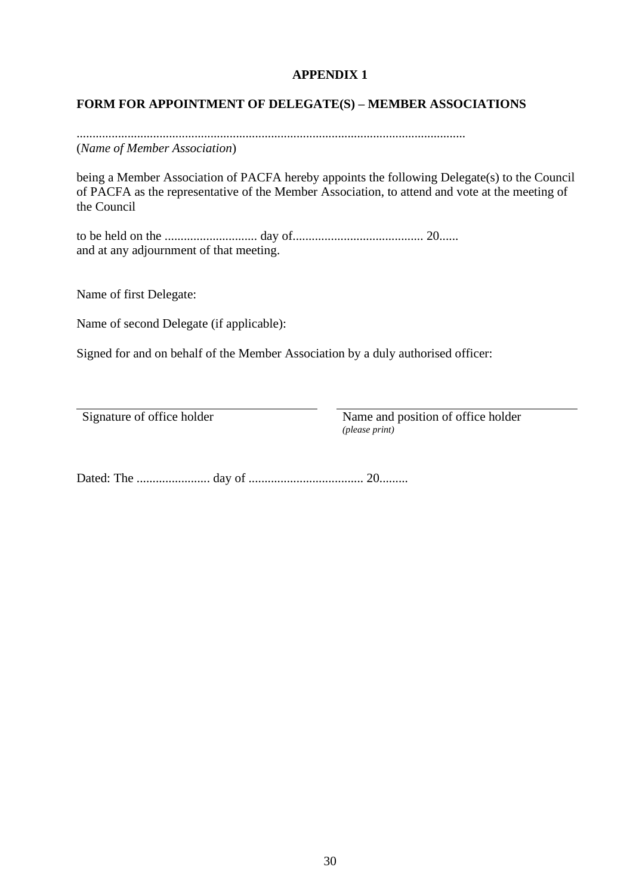# APPENDIX 1

## FORM FOR APPOINTMENT OF DELEGATE(S) – MEMBER ASSOCIATIONS

.........................................................................................................................
(*Name of Member Association*)

being a Member Association of PACFA hereby appoints the following Delegate(s) to the Council of PACFA as the representative of the Member Association, to attend and vote at the meeting of the Council

to be held on the ............................. day of......................................... 20......
and at any adjournment of that meeting.

Name of first Delegate:

Name of second Delegate (if applicable):

Signed for and on behalf of the Member Association by a duly authorised officer:

| ______________________________ | ______________________________ |
|---|---|
| Signature of office holder | Name and position of office holder *(please print)* |

Dated: The ....................... day of .................................... 20.........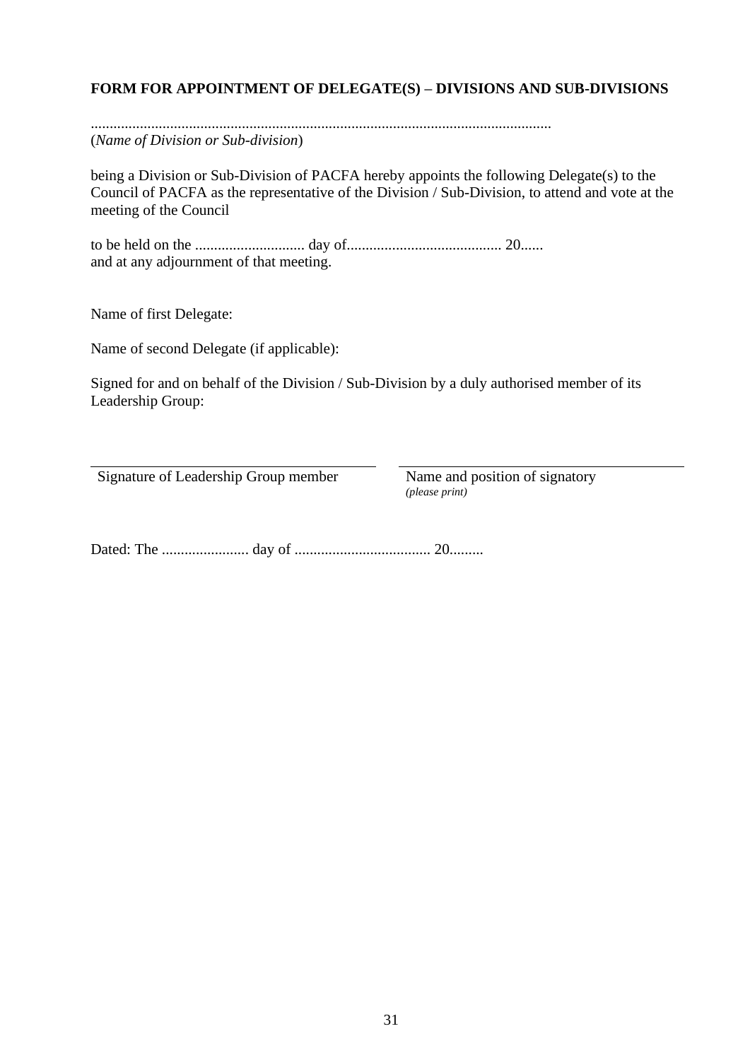**FORM FOR APPOINTMENT OF DELEGATE(S) – DIVISIONS AND SUB-DIVISIONS**

..........................................................................................................................
(*Name of Division or Sub-division*)

being a Division or Sub-Division of PACFA hereby appoints the following Delegate(s) to the Council of PACFA as the representative of the Division / Sub-Division, to attend and vote at the meeting of the Council

to be held on the ............................. day of......................................... 20......
and at any adjournment of that meeting.

Name of first Delegate:

Name of second Delegate (if applicable):

Signed for and on behalf of the Division / Sub-Division by a duly authorised member of its Leadership Group:

| ______________________________ | ______________________________ |
|---|---|
| Signature of Leadership Group member | Name and position of signatory *(please print)* |

Dated: The ....................... day of .................................... 20.........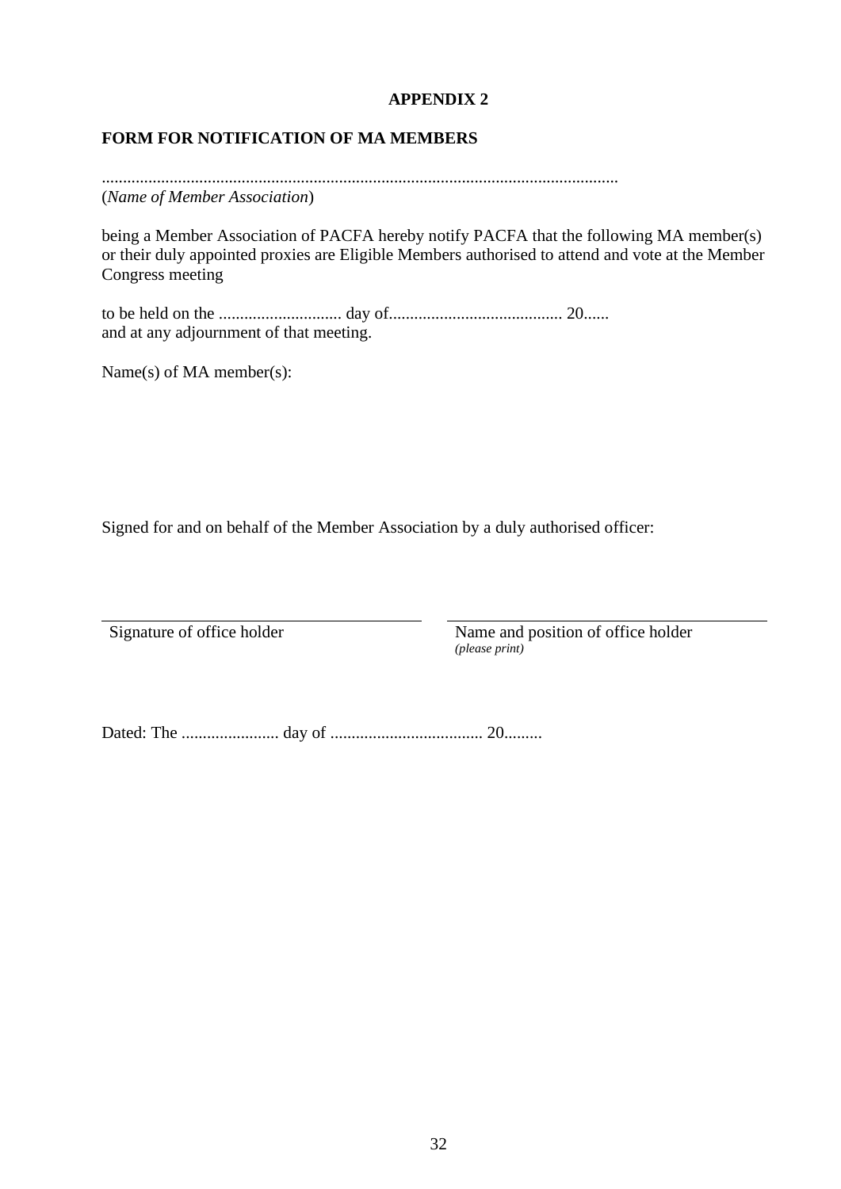## APPENDIX 2

### FORM FOR NOTIFICATION OF MA MEMBERS

........................................................................................................................
(*Name of Member Association*)

being a Member Association of PACFA hereby notify PACFA that the following MA member(s) or their duly appointed proxies are Eligible Members authorised to attend and vote at the Member Congress meeting

to be held on the ............................. day of......................................... 20......
and at any adjournment of that meeting.

Name(s) of MA member(s):

Signed for and on behalf of the Member Association by a duly authorised officer:

| ______________________________ | ______________________________ |
| --- | --- |
| Signature of office holder | Name and position of office holder *(please print)* |

Dated: The ....................... day of .................................... 20.........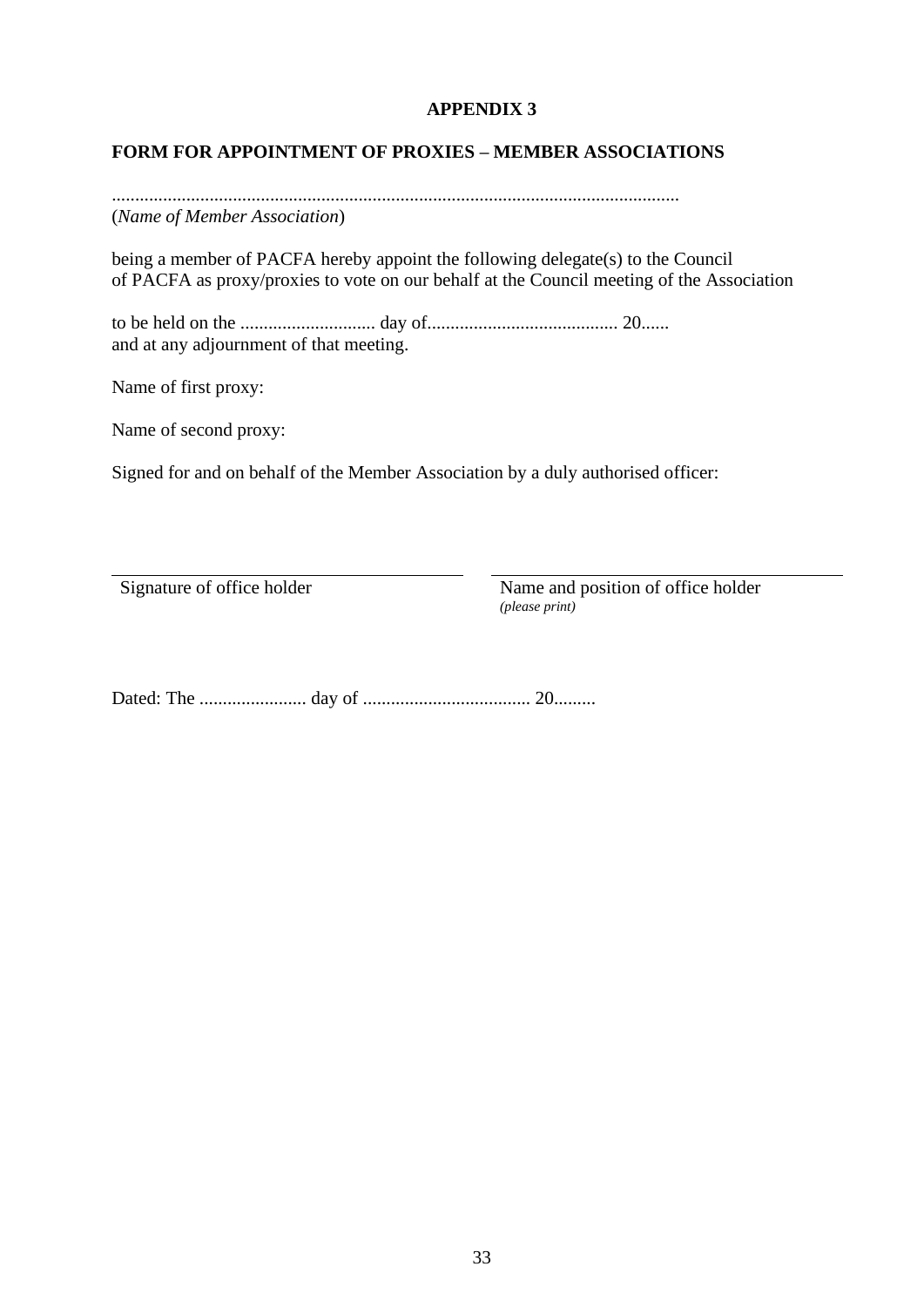**APPENDIX 3**

**FORM FOR APPOINTMENT OF PROXIES – MEMBER ASSOCIATIONS**

.........................................................................................................................
(*Name of Member Association*)

being a member of PACFA hereby appoint the following delegate(s) to the Council of PACFA as proxy/proxies to vote on our behalf at the Council meeting of the Association

to be held on the ............................. day of......................................... 20......
and at any adjournment of that meeting.

Name of first proxy:

Name of second proxy:

Signed for and on behalf of the Member Association by a duly authorised officer:

| ______________________________ | ______________________________ |
|---|---|
| Signature of office holder | Name and position of office holder *(please print)* |

Dated: The ....................... day of .................................... 20.........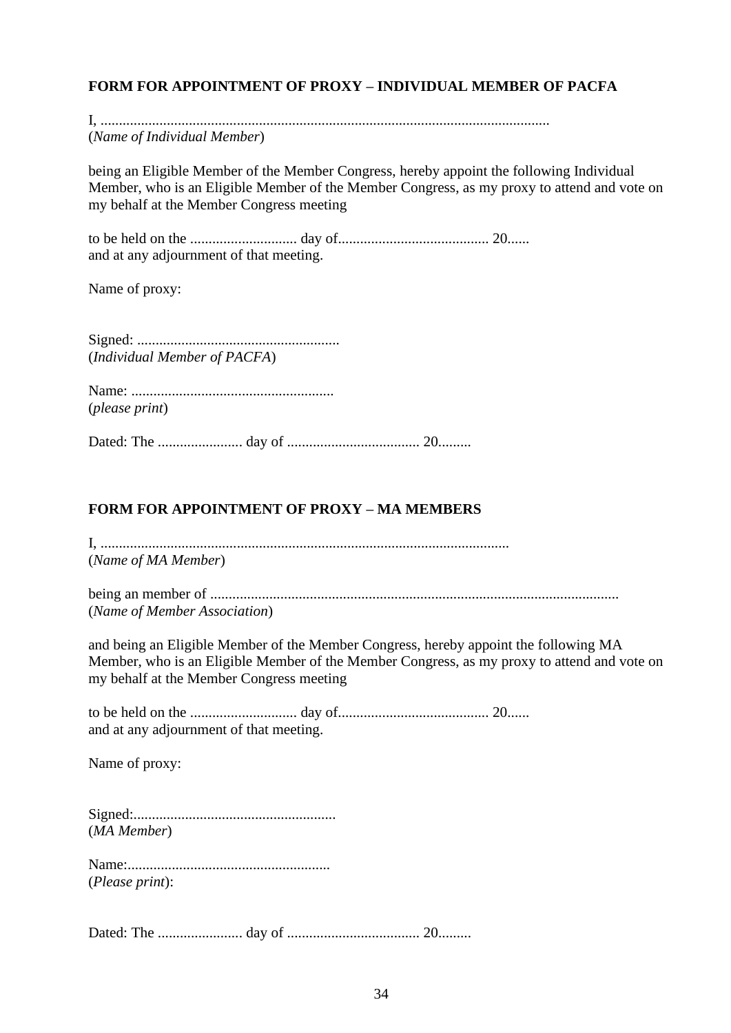## FORM FOR APPOINTMENT OF PROXY – INDIVIDUAL MEMBER OF PACFA

I, ..........................................................................................................................
(*Name of Individual Member*)

being an Eligible Member of the Member Congress, hereby appoint the following Individual Member, who is an Eligible Member of the Member Congress, as my proxy to attend and vote on my behalf at the Member Congress meeting

to be held on the ............................. day of......................................... 20......
and at any adjournment of that meeting.

Name of proxy:

Signed: .......................................................
(*Individual Member of PACFA*)

Name: .......................................................
(*please print*)

Dated: The ....................... day of .................................... 20.........

## FORM FOR APPOINTMENT OF PROXY – MA MEMBERS

I, ..............................................................................................................
(*Name of MA Member*)

being an member of ...............................................................................................................
(*Name of Member Association*)

and being an Eligible Member of the Member Congress, hereby appoint the following MA Member, who is an Eligible Member of the Member Congress, as my proxy to attend and vote on my behalf at the Member Congress meeting

to be held on the ............................. day of......................................... 20......
and at any adjournment of that meeting.

Name of proxy:

Signed:.......................................................
(*MA Member*)

Name:.......................................................
(*Please print*):

Dated: The ....................... day of .................................... 20.........